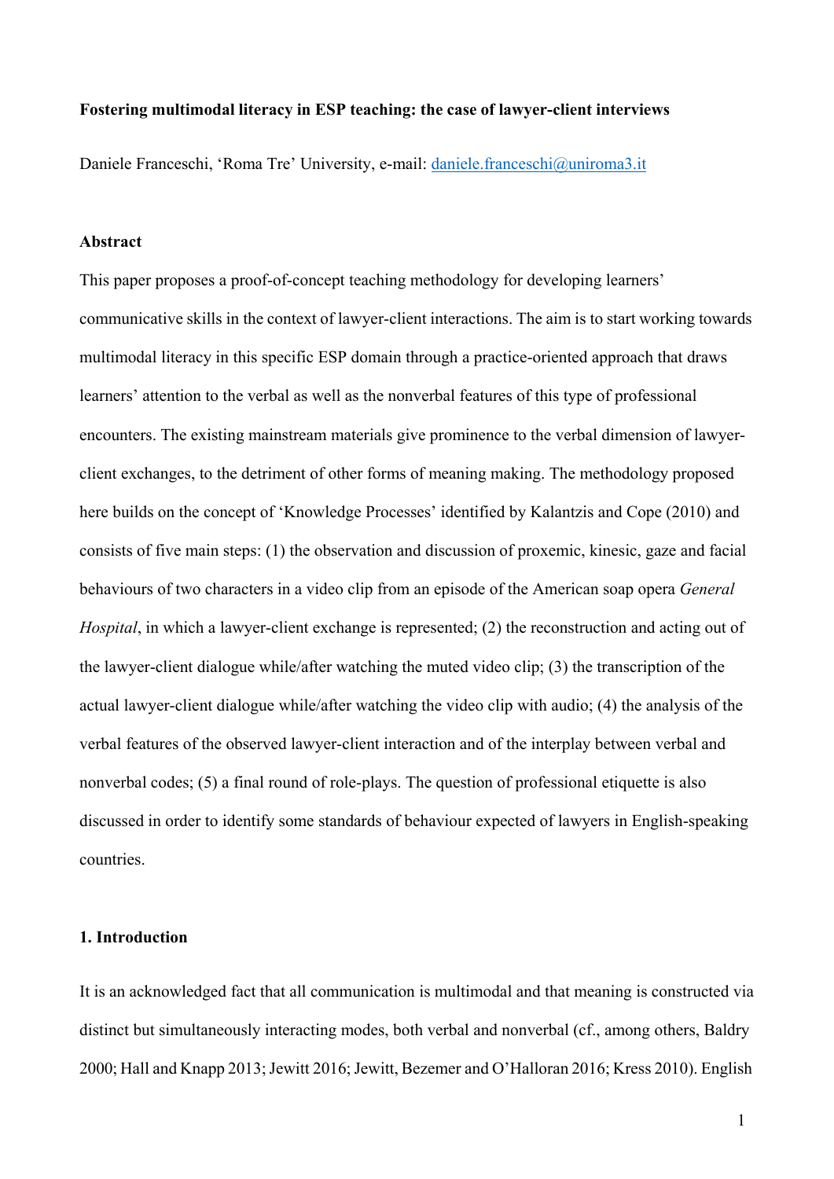**Fostering multimodal literacy in ESP teaching: the case of lawyer-client interviews**

Daniele Franceschi, 'Roma Tre' University, e-mail: daniele.franceschi@uniroma3.it

**Abstract**

This paper proposes a proof-of-concept teaching methodology for developing learners' communicative skills in the context of lawyer-client interactions. The aim is to start working towards multimodal literacy in this specific ESP domain through a practice-oriented approach that draws learners' attention to the verbal as well as the nonverbal features of this type of professional encounters. The existing mainstream materials give prominence to the verbal dimension of lawyer-client exchanges, to the detriment of other forms of meaning making. The methodology proposed here builds on the concept of 'Knowledge Processes' identified by Kalantzis and Cope (2010) and consists of five main steps: (1) the observation and discussion of proxemic, kinesic, gaze and facial behaviours of two characters in a video clip from an episode of the American soap opera *General Hospital*, in which a lawyer-client exchange is represented; (2) the reconstruction and acting out of the lawyer-client dialogue while/after watching the muted video clip; (3) the transcription of the actual lawyer-client dialogue while/after watching the video clip with audio; (4) the analysis of the verbal features of the observed lawyer-client interaction and of the interplay between verbal and nonverbal codes; (5) a final round of role-plays. The question of professional etiquette is also discussed in order to identify some standards of behaviour expected of lawyers in English-speaking countries.

**1. Introduction**

It is an acknowledged fact that all communication is multimodal and that meaning is constructed via distinct but simultaneously interacting modes, both verbal and nonverbal (cf., among others, Baldry 2000; Hall and Knapp 2013; Jewitt 2016; Jewitt, Bezemer and O'Halloran 2016; Kress 2010). English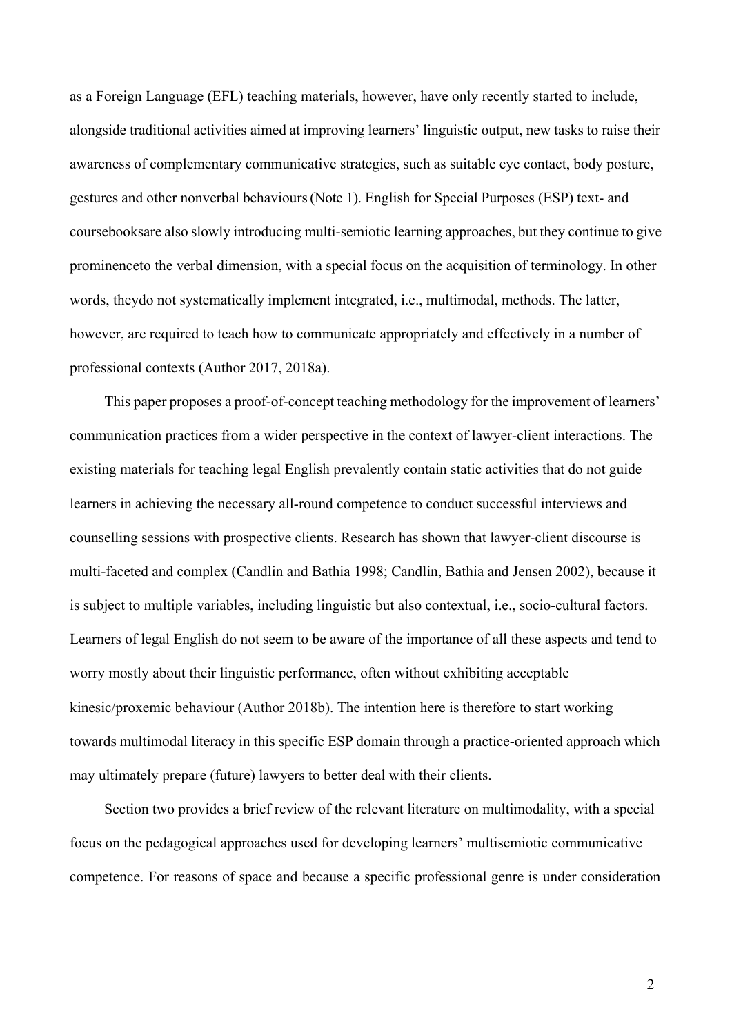as a Foreign Language (EFL) teaching materials, however, have only recently started to include, alongside traditional activities aimed at improving learners' linguistic output, new tasks to raise their awareness of complementary communicative strategies, such as suitable eye contact, body posture, gestures and other nonverbal behaviours (Note 1). English for Special Purposes (ESP) text- and coursebooksare also slowly introducing multi-semiotic learning approaches, but they continue to give prominenceto the verbal dimension, with a special focus on the acquisition of terminology. In other words, theydo not systematically implement integrated, i.e., multimodal, methods. The latter, however, are required to teach how to communicate appropriately and effectively in a number of professional contexts (Author 2017, 2018a).

This paper proposes a proof-of-concept teaching methodology for the improvement of learners' communication practices from a wider perspective in the context of lawyer-client interactions. The existing materials for teaching legal English prevalently contain static activities that do not guide learners in achieving the necessary all-round competence to conduct successful interviews and counselling sessions with prospective clients. Research has shown that lawyer-client discourse is multi-faceted and complex (Candlin and Bathia 1998; Candlin, Bathia and Jensen 2002), because it is subject to multiple variables, including linguistic but also contextual, i.e., socio-cultural factors. Learners of legal English do not seem to be aware of the importance of all these aspects and tend to worry mostly about their linguistic performance, often without exhibiting acceptable kinesic/proxemic behaviour (Author 2018b). The intention here is therefore to start working towards multimodal literacy in this specific ESP domain through a practice-oriented approach which may ultimately prepare (future) lawyers to better deal with their clients.

Section two provides a brief review of the relevant literature on multimodality, with a special focus on the pedagogical approaches used for developing learners' multisemiotic communicative competence. For reasons of space and because a specific professional genre is under consideration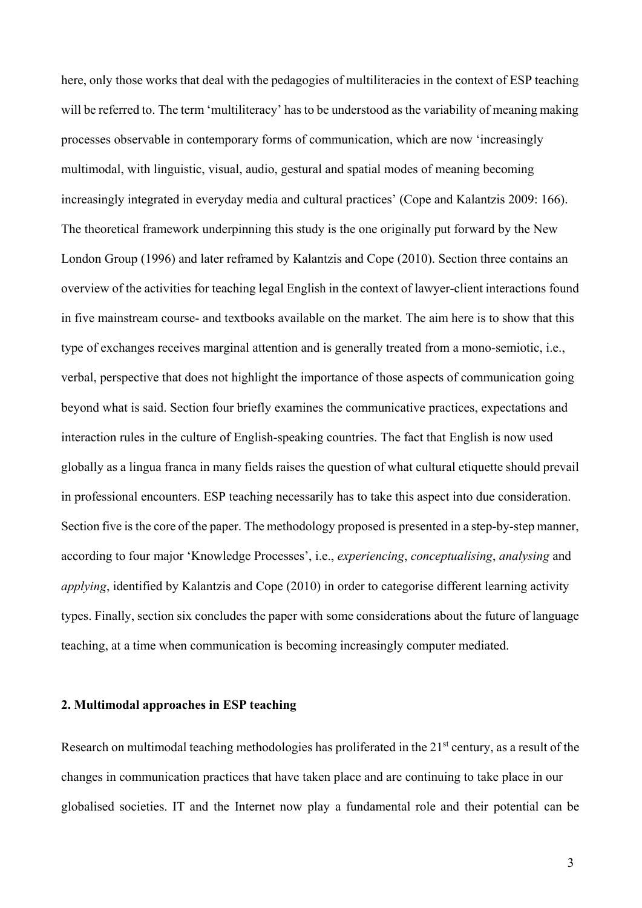here, only those works that deal with the pedagogies of multiliteracies in the context of ESP teaching will be referred to. The term 'multiliteracy' has to be understood as the variability of meaning making processes observable in contemporary forms of communication, which are now 'increasingly multimodal, with linguistic, visual, audio, gestural and spatial modes of meaning becoming increasingly integrated in everyday media and cultural practices' (Cope and Kalantzis 2009: 166). The theoretical framework underpinning this study is the one originally put forward by the New London Group (1996) and later reframed by Kalantzis and Cope (2010). Section three contains an overview of the activities for teaching legal English in the context of lawyer-client interactions found in five mainstream course- and textbooks available on the market. The aim here is to show that this type of exchanges receives marginal attention and is generally treated from a mono-semiotic, i.e., verbal, perspective that does not highlight the importance of those aspects of communication going beyond what is said. Section four briefly examines the communicative practices, expectations and interaction rules in the culture of English-speaking countries. The fact that English is now used globally as a lingua franca in many fields raises the question of what cultural etiquette should prevail in professional encounters. ESP teaching necessarily has to take this aspect into due consideration. Section five is the core of the paper. The methodology proposed is presented in a step-by-step manner, according to four major 'Knowledge Processes', i.e., *experiencing*, *conceptualising*, *analysing* and *applying*, identified by Kalantzis and Cope (2010) in order to categorise different learning activity types. Finally, section six concludes the paper with some considerations about the future of language teaching, at a time when communication is becoming increasingly computer mediated.

## 2. Multimodal approaches in ESP teaching

Research on multimodal teaching methodologies has proliferated in the 21st century, as a result of the changes in communication practices that have taken place and are continuing to take place in our globalised societies. IT and the Internet now play a fundamental role and their potential can be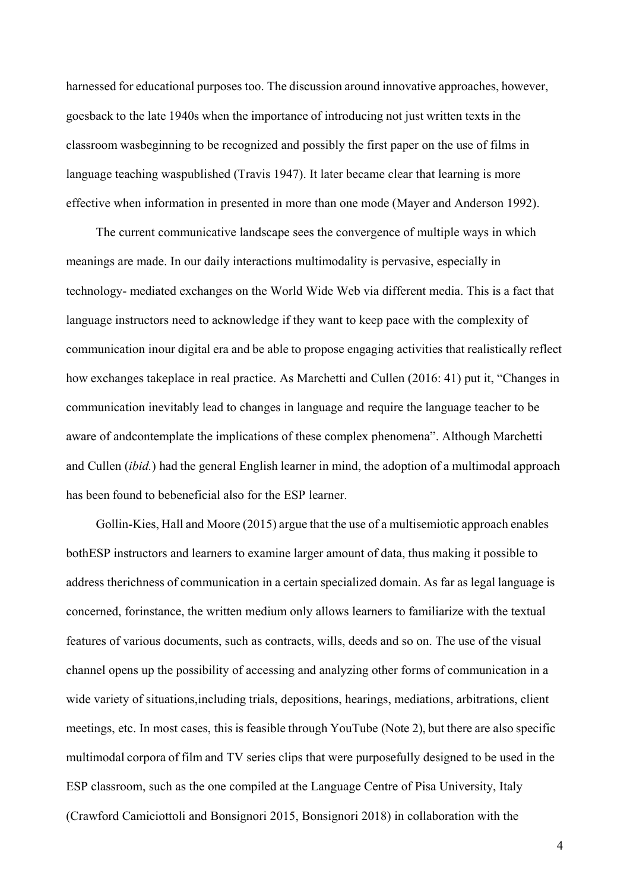harnessed for educational purposes too. The discussion around innovative approaches, however, goesback to the late 1940s when the importance of introducing not just written texts in the classroom wasbeginning to be recognized and possibly the first paper on the use of films in language teaching waspublished (Travis 1947). It later became clear that learning is more effective when information in presented in more than one mode (Mayer and Anderson 1992).

The current communicative landscape sees the convergence of multiple ways in which meanings are made. In our daily interactions multimodality is pervasive, especially in technology- mediated exchanges on the World Wide Web via different media. This is a fact that language instructors need to acknowledge if they want to keep pace with the complexity of communication inour digital era and be able to propose engaging activities that realistically reflect how exchanges takeplace in real practice. As Marchetti and Cullen (2016: 41) put it, "Changes in communication inevitably lead to changes in language and require the language teacher to be aware of andcontemplate the implications of these complex phenomena". Although Marchetti and Cullen (*ibid.*) had the general English learner in mind, the adoption of a multimodal approach has been found to bebeneficial also for the ESP learner.

Gollin-Kies, Hall and Moore (2015) argue that the use of a multisemiotic approach enables bothESP instructors and learners to examine larger amount of data, thus making it possible to address therichness of communication in a certain specialized domain. As far as legal language is concerned, forinstance, the written medium only allows learners to familiarize with the textual features of various documents, such as contracts, wills, deeds and so on. The use of the visual channel opens up the possibility of accessing and analyzing other forms of communication in a wide variety of situations,including trials, depositions, hearings, mediations, arbitrations, client meetings, etc. In most cases, this is feasible through YouTube (Note 2), but there are also specific multimodal corpora of film and TV series clips that were purposefully designed to be used in the ESP classroom, such as the one compiled at the Language Centre of Pisa University, Italy (Crawford Camiciottoli and Bonsignori 2015, Bonsignori 2018) in collaboration with the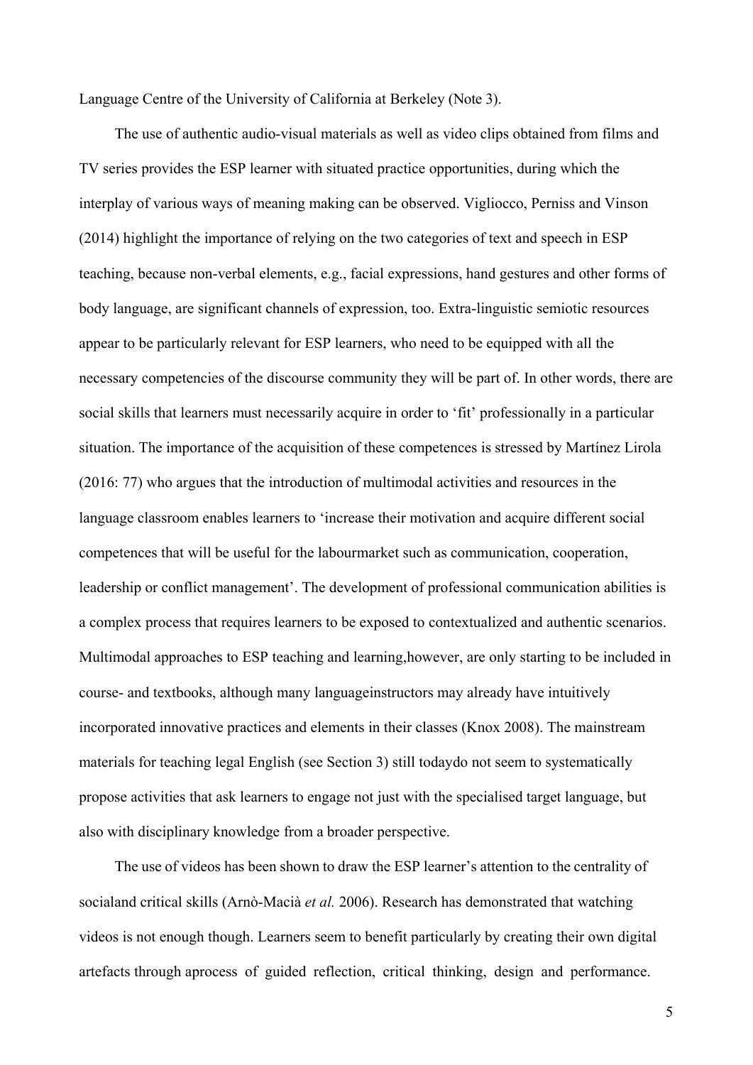Language Centre of the University of California at Berkeley (Note 3).

The use of authentic audio-visual materials as well as video clips obtained from films and TV series provides the ESP learner with situated practice opportunities, during which the interplay of various ways of meaning making can be observed. Vigliocco, Perniss and Vinson (2014) highlight the importance of relying on the two categories of text and speech in ESP teaching, because non-verbal elements, e.g., facial expressions, hand gestures and other forms of body language, are significant channels of expression, too. Extra-linguistic semiotic resources appear to be particularly relevant for ESP learners, who need to be equipped with all the necessary competencies of the discourse community they will be part of. In other words, there are social skills that learners must necessarily acquire in order to 'fit' professionally in a particular situation. The importance of the acquisition of these competences is stressed by Martínez Lirola (2016: 77) who argues that the introduction of multimodal activities and resources in the language classroom enables learners to 'increase their motivation and acquire different social competences that will be useful for the labourmarket such as communication, cooperation, leadership or conflict management'. The development of professional communication abilities is a complex process that requires learners to be exposed to contextualized and authentic scenarios. Multimodal approaches to ESP teaching and learning,however, are only starting to be included in course- and textbooks, although many languageinstructors may already have intuitively incorporated innovative practices and elements in their classes (Knox 2008). The mainstream materials for teaching legal English (see Section 3) still todaydo not seem to systematically propose activities that ask learners to engage not just with the specialised target language, but also with disciplinary knowledge from a broader perspective.

The use of videos has been shown to draw the ESP learner's attention to the centrality of socialand critical skills (Arnò-Macià *et al.* 2006). Research has demonstrated that watching videos is not enough though. Learners seem to benefit particularly by creating their own digital artefacts through aprocess of guided reflection, critical thinking, design and performance.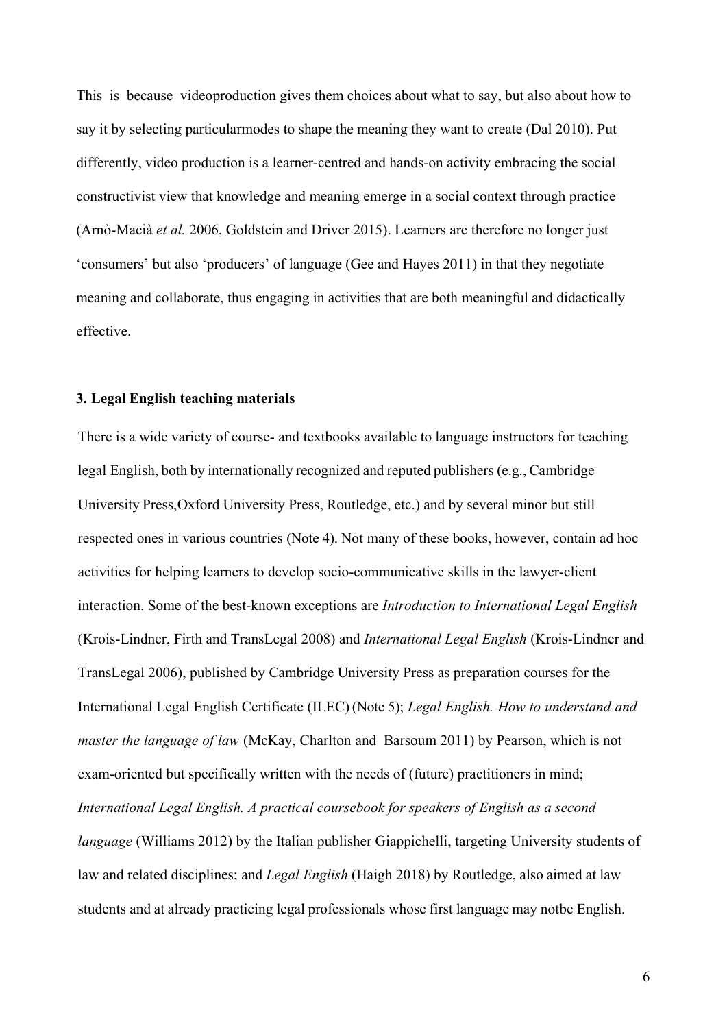This is because videoproduction gives them choices about what to say, but also about how to say it by selecting particularmodes to shape the meaning they want to create (Dal 2010). Put differently, video production is a learner-centred and hands-on activity embracing the social constructivist view that knowledge and meaning emerge in a social context through practice (Arnò-Macià *et al.* 2006, Goldstein and Driver 2015). Learners are therefore no longer just 'consumers' but also 'producers' of language (Gee and Hayes 2011) in that they negotiate meaning and collaborate, thus engaging in activities that are both meaningful and didactically effective.

### 3. Legal English teaching materials

There is a wide variety of course- and textbooks available to language instructors for teaching legal English, both by internationally recognized and reputed publishers (e.g., Cambridge University Press,Oxford University Press, Routledge, etc.) and by several minor but still respected ones in various countries (Note 4). Not many of these books, however, contain ad hoc activities for helping learners to develop socio-communicative skills in the lawyer-client interaction. Some of the best-known exceptions are *Introduction to International Legal English* (Krois-Lindner, Firth and TransLegal 2008) and *International Legal English* (Krois-Lindner and TransLegal 2006), published by Cambridge University Press as preparation courses for the International Legal English Certificate (ILEC) (Note 5); *Legal English. How to understand and master the language of law* (McKay, Charlton and Barsoum 2011) by Pearson, which is not exam-oriented but specifically written with the needs of (future) practitioners in mind; *International Legal English. A practical coursebook for speakers of English as a second language* (Williams 2012) by the Italian publisher Giappichelli, targeting University students of law and related disciplines; and *Legal English* (Haigh 2018) by Routledge, also aimed at law students and at already practicing legal professionals whose first language may notbe English.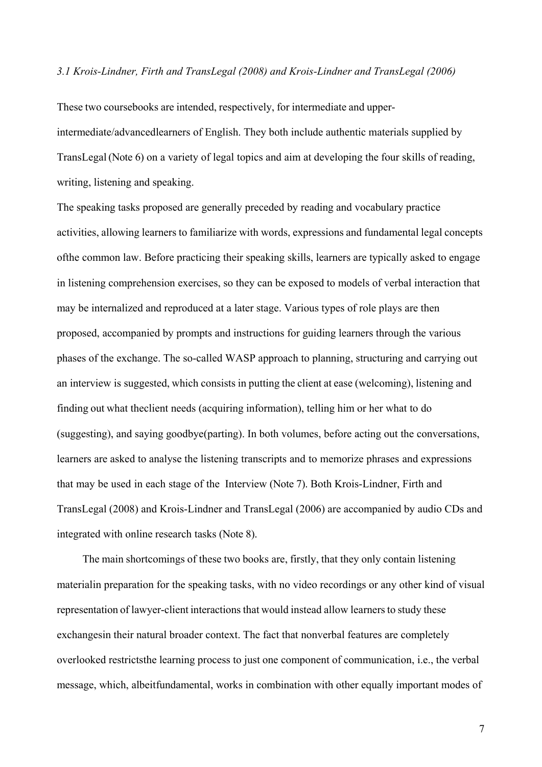*3.1 Krois-Lindner, Firth and TransLegal (2008) and Krois-Lindner and TransLegal (2006)*

These two coursebooks are intended, respectively, for intermediate and upper-intermediate/advancedlearners of English. They both include authentic materials supplied by TransLegal (Note 6) on a variety of legal topics and aim at developing the four skills of reading, writing, listening and speaking.

The speaking tasks proposed are generally preceded by reading and vocabulary practice activities, allowing learners to familiarize with words, expressions and fundamental legal concepts ofthe common law. Before practicing their speaking skills, learners are typically asked to engage in listening comprehension exercises, so they can be exposed to models of verbal interaction that may be internalized and reproduced at a later stage. Various types of role plays are then proposed, accompanied by prompts and instructions for guiding learners through the various phases of the exchange. The so-called WASP approach to planning, structuring and carrying out an interview is suggested, which consists in putting the client at ease (welcoming), listening and finding out what theclient needs (acquiring information), telling him or her what to do (suggesting), and saying goodbye(parting). In both volumes, before acting out the conversations, learners are asked to analyse the listening transcripts and to memorize phrases and expressions that may be used in each stage of the Interview (Note 7). Both Krois-Lindner, Firth and TransLegal (2008) and Krois-Lindner and TransLegal (2006) are accompanied by audio CDs and integrated with online research tasks (Note 8).

The main shortcomings of these two books are, firstly, that they only contain listening materialin preparation for the speaking tasks, with no video recordings or any other kind of visual representation of lawyer-client interactions that would instead allow learners to study these exchangesin their natural broader context. The fact that nonverbal features are completely overlooked restrictsthe learning process to just one component of communication, i.e., the verbal message, which, albeitfundamental, works in combination with other equally important modes of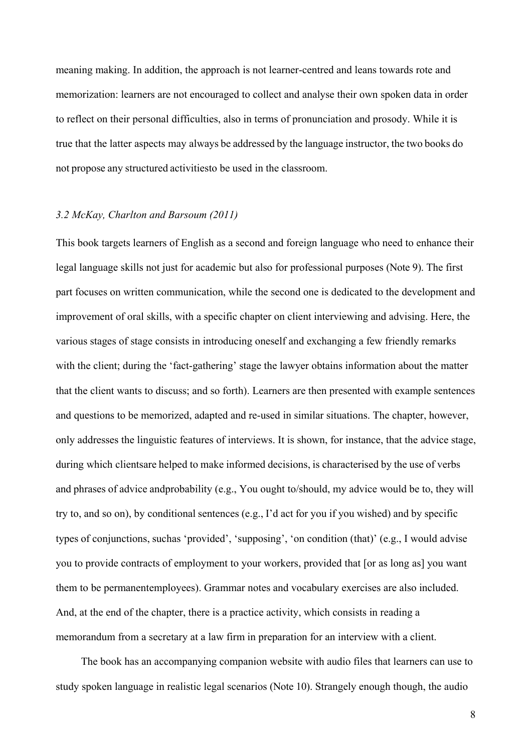meaning making. In addition, the approach is not learner-centred and leans towards rote and memorization: learners are not encouraged to collect and analyse their own spoken data in order to reflect on their personal difficulties, also in terms of pronunciation and prosody. While it is true that the latter aspects may always be addressed by the language instructor, the two books do not propose any structured activitiesto be used in the classroom.

### *3.2 McKay, Charlton and Barsoum (2011)*

This book targets learners of English as a second and foreign language who need to enhance their legal language skills not just for academic but also for professional purposes (Note 9). The first part focuses on written communication, while the second one is dedicated to the development and improvement of oral skills, with a specific chapter on client interviewing and advising. Here, the various stages of stage consists in introducing oneself and exchanging a few friendly remarks with the client; during the 'fact-gathering' stage the lawyer obtains information about the matter that the client wants to discuss; and so forth). Learners are then presented with example sentences and questions to be memorized, adapted and re-used in similar situations. The chapter, however, only addresses the linguistic features of interviews. It is shown, for instance, that the advice stage, during which clientsare helped to make informed decisions, is characterised by the use of verbs and phrases of advice andprobability (e.g., You ought to/should, my advice would be to, they will try to, and so on), by conditional sentences (e.g., I'd act for you if you wished) and by specific types of conjunctions, suchas 'provided', 'supposing', 'on condition (that)' (e.g., I would advise you to provide contracts of employment to your workers, provided that [or as long as] you want them to be permanentemployees). Grammar notes and vocabulary exercises are also included. And, at the end of the chapter, there is a practice activity, which consists in reading a memorandum from a secretary at a law firm in preparation for an interview with a client.

The book has an accompanying companion website with audio files that learners can use to study spoken language in realistic legal scenarios (Note 10). Strangely enough though, the audio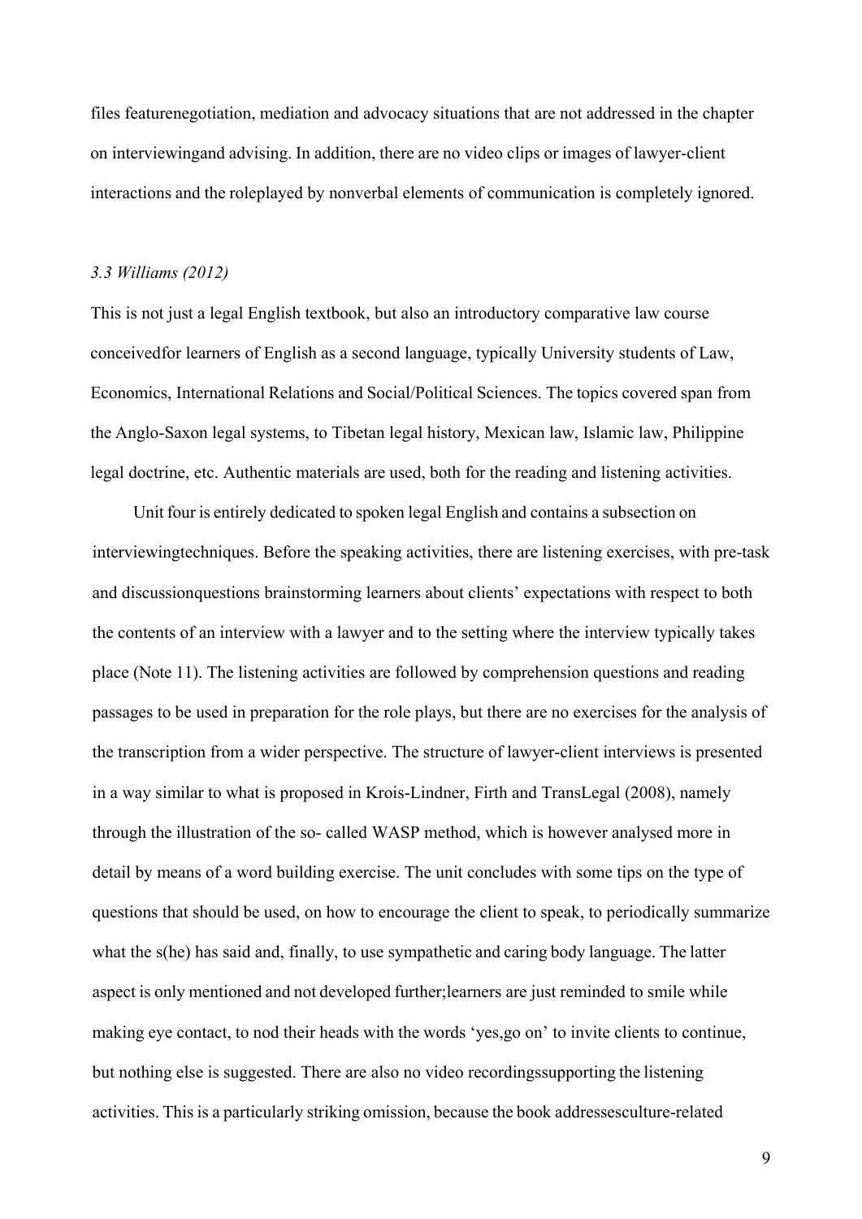files featurenegotiation, mediation and advocacy situations that are not addressed in the chapter on interviewingand advising. In addition, there are no video clips or images of lawyer-client interactions and the roleplayed by nonverbal elements of communication is completely ignored.

### *3.3 Williams (2012)*

This is not just a legal English textbook, but also an introductory comparative law course conceivedfor learners of English as a second language, typically University students of Law, Economics, International Relations and Social/Political Sciences. The topics covered span from the Anglo-Saxon legal systems, to Tibetan legal history, Mexican law, Islamic law, Philippine legal doctrine, etc. Authentic materials are used, both for the reading and listening activities.

Unit four is entirely dedicated to spoken legal English and contains a subsection on interviewingtechniques. Before the speaking activities, there are listening exercises, with pre-task and discussionquestions brainstorming learners about clients' expectations with respect to both the contents of an interview with a lawyer and to the setting where the interview typically takes place (Note 11). The listening activities are followed by comprehension questions and reading passages to be used in preparation for the role plays, but there are no exercises for the analysis of the transcription from a wider perspective. The structure of lawyer-client interviews is presented in a way similar to what is proposed in Krois-Lindner, Firth and TransLegal (2008), namely through the illustration of the so- called WASP method, which is however analysed more in detail by means of a word building exercise. The unit concludes with some tips on the type of questions that should be used, on how to encourage the client to speak, to periodically summarize what the s(he) has said and, finally, to use sympathetic and caring body language. The latter aspect is only mentioned and not developed further;learners are just reminded to smile while making eye contact, to nod their heads with the words 'yes,go on' to invite clients to continue, but nothing else is suggested. There are also no video recordingssupporting the listening activities. This is a particularly striking omission, because the book addressesculture-related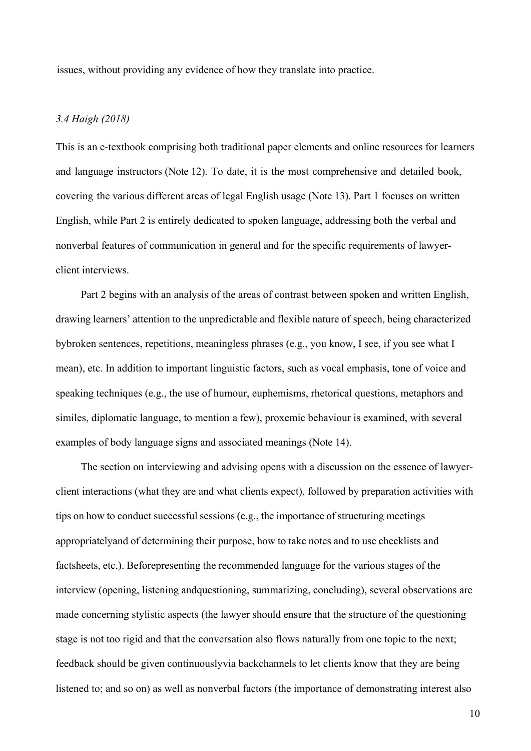issues, without providing any evidence of how they translate into practice.

### *3.4 Haigh (2018)*

This is an e-textbook comprising both traditional paper elements and online resources for learners and language instructors (Note 12). To date, it is the most comprehensive and detailed book, covering the various different areas of legal English usage (Note 13). Part 1 focuses on written English, while Part 2 is entirely dedicated to spoken language, addressing both the verbal and nonverbal features of communication in general and for the specific requirements of lawyer-client interviews.

Part 2 begins with an analysis of the areas of contrast between spoken and written English, drawing learners' attention to the unpredictable and flexible nature of speech, being characterized bybroken sentences, repetitions, meaningless phrases (e.g., you know, I see, if you see what I mean), etc. In addition to important linguistic factors, such as vocal emphasis, tone of voice and speaking techniques (e.g., the use of humour, euphemisms, rhetorical questions, metaphors and similes, diplomatic language, to mention a few), proxemic behaviour is examined, with several examples of body language signs and associated meanings (Note 14).

The section on interviewing and advising opens with a discussion on the essence of lawyer-client interactions (what they are and what clients expect), followed by preparation activities with tips on how to conduct successful sessions (e.g., the importance of structuring meetings appropriatelyand of determining their purpose, how to take notes and to use checklists and factsheets, etc.). Beforepresenting the recommended language for the various stages of the interview (opening, listening andquestioning, summarizing, concluding), several observations are made concerning stylistic aspects (the lawyer should ensure that the structure of the questioning stage is not too rigid and that the conversation also flows naturally from one topic to the next; feedback should be given continuouslyvia backchannels to let clients know that they are being listened to; and so on) as well as nonverbal factors (the importance of demonstrating interest also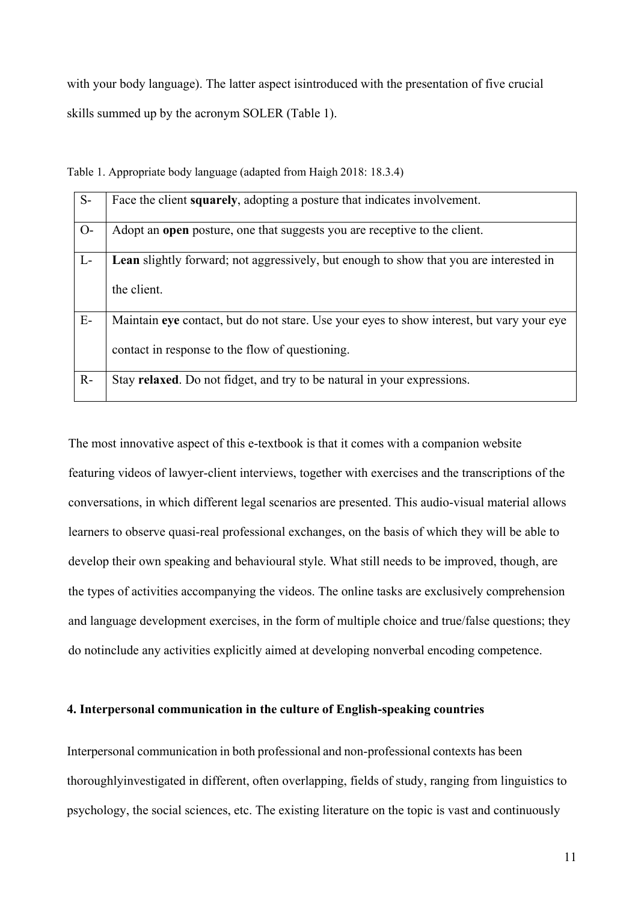with your body language). The latter aspect isintroduced with the presentation of five crucial skills summed up by the acronym SOLER (Table 1).

Table 1. Appropriate body language (adapted from Haigh 2018: 18.3.4)

| | |
|---|---|
| S- | Face the client **squarely**, adopting a posture that indicates involvement. |
| O- | Adopt an **open** posture, one that suggests you are receptive to the client. |
| L- | **Lean** slightly forward; not aggressively, but enough to show that you are interested in the client. |
| E- | Maintain **eye** contact, but do not stare. Use your eyes to show interest, but vary your eye contact in response to the flow of questioning. |
| R- | Stay **relaxed**. Do not fidget, and try to be natural in your expressions. |

The most innovative aspect of this e-textbook is that it comes with a companion website featuring videos of lawyer-client interviews, together with exercises and the transcriptions of the conversations, in which different legal scenarios are presented. This audio-visual material allows learners to observe quasi-real professional exchanges, on the basis of which they will be able to develop their own speaking and behavioural style. What still needs to be improved, though, are the types of activities accompanying the videos. The online tasks are exclusively comprehension and language development exercises, in the form of multiple choice and true/false questions; they do notinclude any activities explicitly aimed at developing nonverbal encoding competence.

## 4. Interpersonal communication in the culture of English-speaking countries

Interpersonal communication in both professional and non-professional contexts has been thoroughlyinvestigated in different, often overlapping, fields of study, ranging from linguistics to psychology, the social sciences, etc. The existing literature on the topic is vast and continuously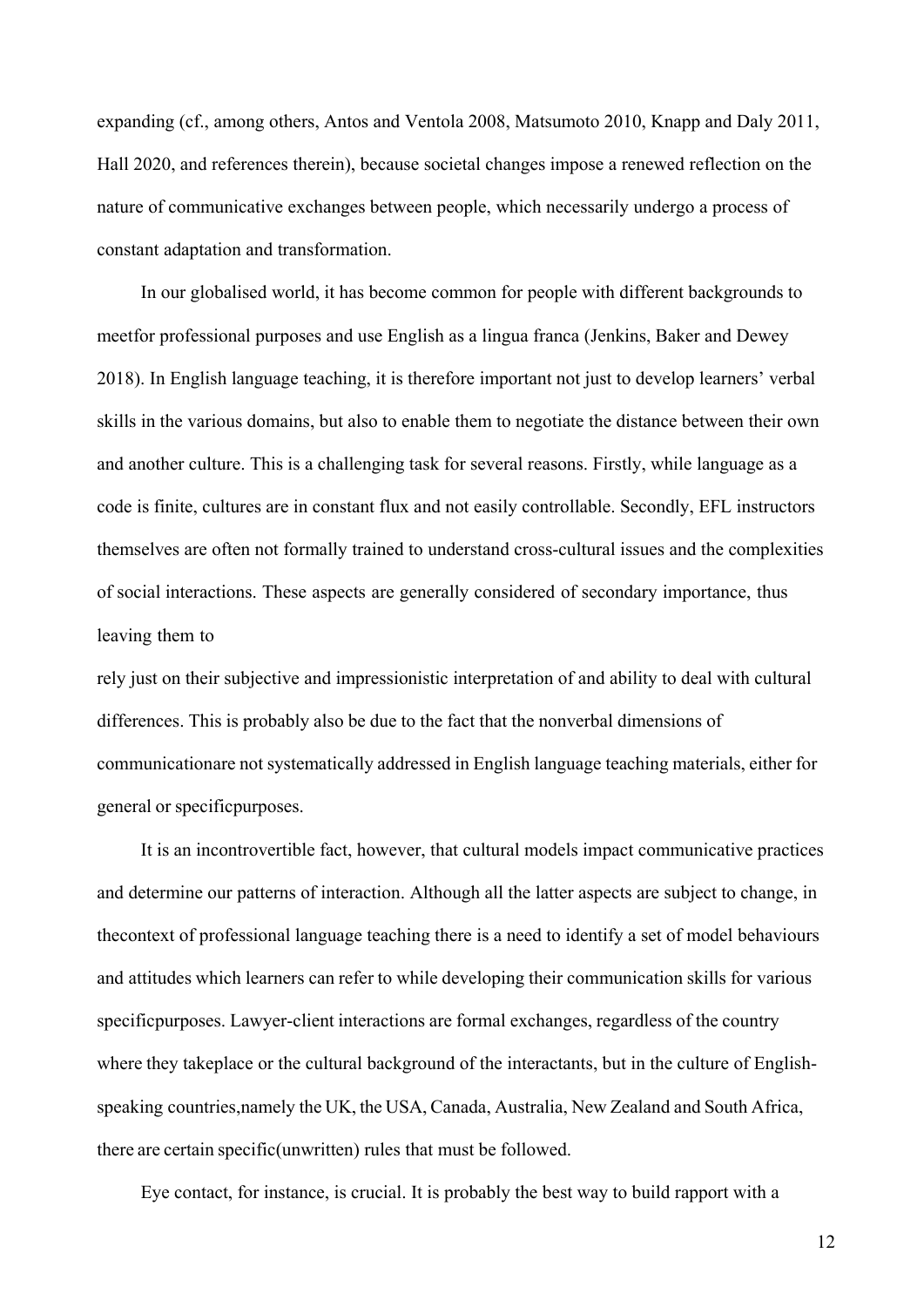expanding (cf., among others, Antos and Ventola 2008, Matsumoto 2010, Knapp and Daly 2011, Hall 2020, and references therein), because societal changes impose a renewed reflection on the nature of communicative exchanges between people, which necessarily undergo a process of constant adaptation and transformation.

In our globalised world, it has become common for people with different backgrounds to meetfor professional purposes and use English as a lingua franca (Jenkins, Baker and Dewey 2018). In English language teaching, it is therefore important not just to develop learners' verbal skills in the various domains, but also to enable them to negotiate the distance between their own and another culture. This is a challenging task for several reasons. Firstly, while language as a code is finite, cultures are in constant flux and not easily controllable. Secondly, EFL instructors themselves are often not formally trained to understand cross-cultural issues and the complexities of social interactions. These aspects are generally considered of secondary importance, thus leaving them to

rely just on their subjective and impressionistic interpretation of and ability to deal with cultural differences. This is probably also be due to the fact that the nonverbal dimensions of communicationare not systematically addressed in English language teaching materials, either for general or specificpurposes.

It is an incontrovertible fact, however, that cultural models impact communicative practices and determine our patterns of interaction. Although all the latter aspects are subject to change, in thecontext of professional language teaching there is a need to identify a set of model behaviours and attitudes which learners can refer to while developing their communication skills for various specificpurposes. Lawyer-client interactions are formal exchanges, regardless of the country where they takeplace or the cultural background of the interactants, but in the culture of English-speaking countries,namely the UK, the USA, Canada, Australia, New Zealand and South Africa, there are certain specific(unwritten) rules that must be followed.

Eye contact, for instance, is crucial. It is probably the best way to build rapport with a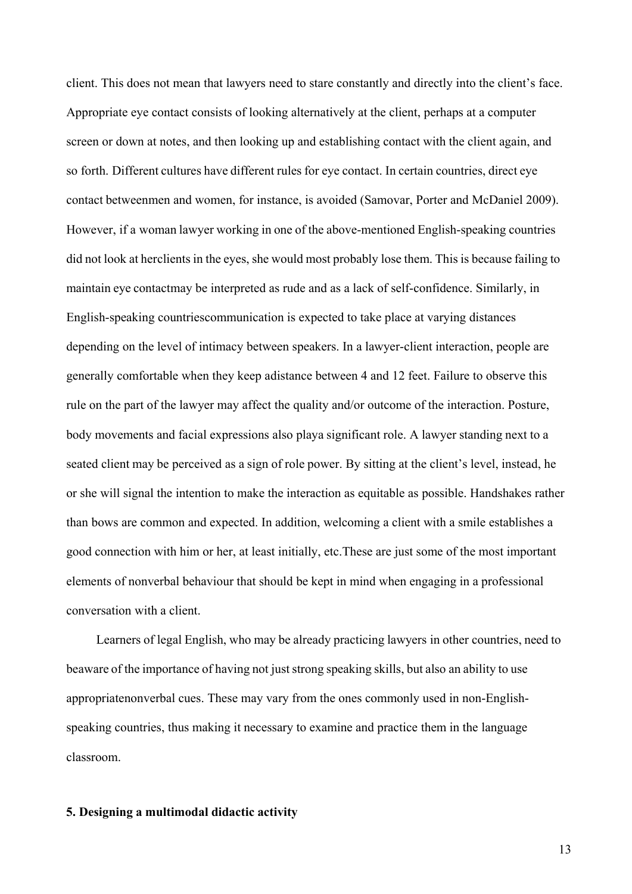client. This does not mean that lawyers need to stare constantly and directly into the client's face. Appropriate eye contact consists of looking alternatively at the client, perhaps at a computer screen or down at notes, and then looking up and establishing contact with the client again, and so forth. Different cultures have different rules for eye contact. In certain countries, direct eye contact betweenmen and women, for instance, is avoided (Samovar, Porter and McDaniel 2009). However, if a woman lawyer working in one of the above-mentioned English-speaking countries did not look at herclients in the eyes, she would most probably lose them. This is because failing to maintain eye contactmay be interpreted as rude and as a lack of self-confidence. Similarly, in English-speaking countriescommunication is expected to take place at varying distances depending on the level of intimacy between speakers. In a lawyer-client interaction, people are generally comfortable when they keep adistance between 4 and 12 feet. Failure to observe this rule on the part of the lawyer may affect the quality and/or outcome of the interaction. Posture, body movements and facial expressions also playa significant role. A lawyer standing next to a seated client may be perceived as a sign of role power. By sitting at the client's level, instead, he or she will signal the intention to make the interaction as equitable as possible. Handshakes rather than bows are common and expected. In addition, welcoming a client with a smile establishes a good connection with him or her, at least initially, etc.These are just some of the most important elements of nonverbal behaviour that should be kept in mind when engaging in a professional conversation with a client.

Learners of legal English, who may be already practicing lawyers in other countries, need to beaware of the importance of having not just strong speaking skills, but also an ability to use appropriatenonverbal cues. These may vary from the ones commonly used in non-English-speaking countries, thus making it necessary to examine and practice them in the language classroom.

**5. Designing a multimodal didactic activity**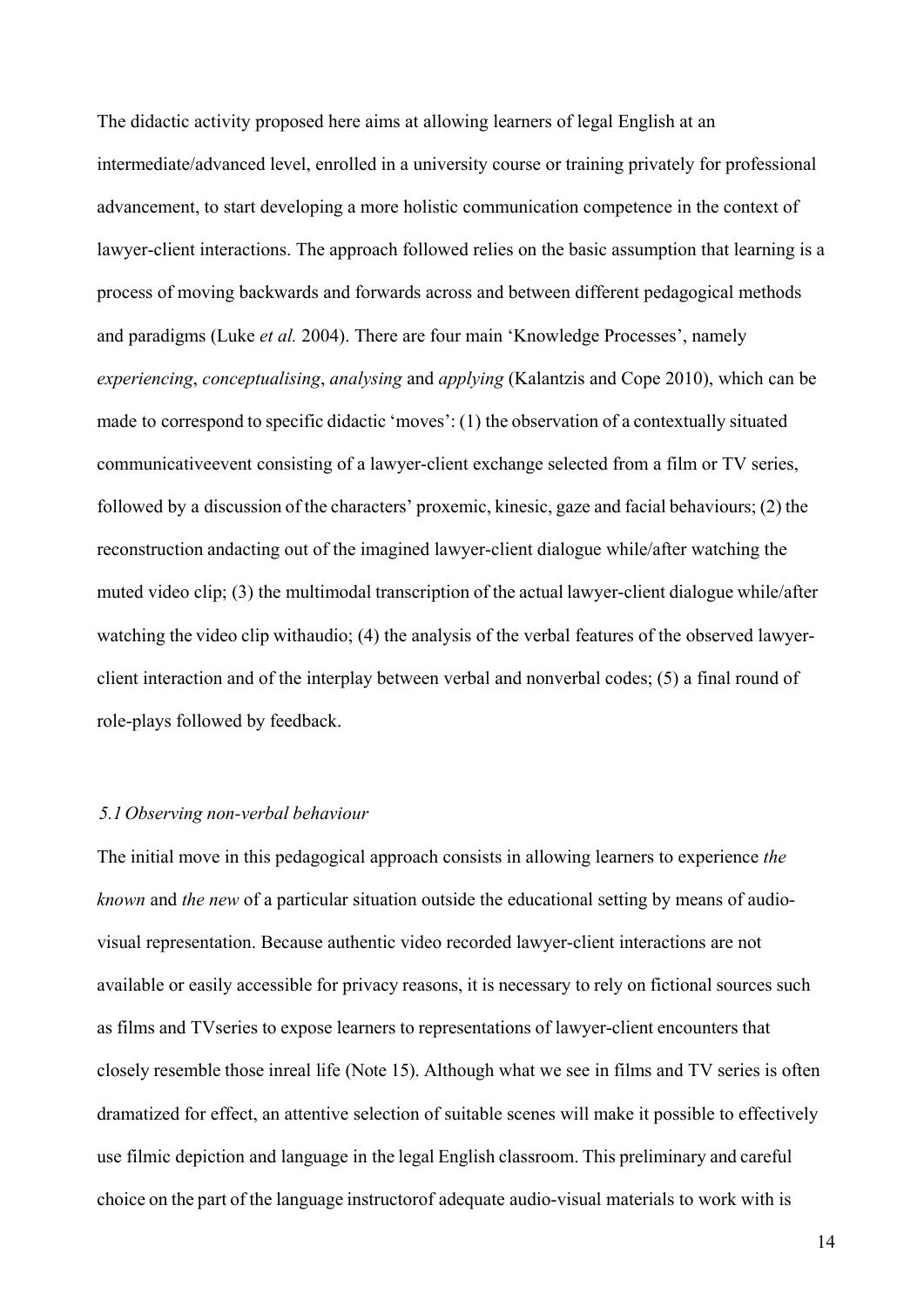The didactic activity proposed here aims at allowing learners of legal English at an intermediate/advanced level, enrolled in a university course or training privately for professional advancement, to start developing a more holistic communication competence in the context of lawyer-client interactions. The approach followed relies on the basic assumption that learning is a process of moving backwards and forwards across and between different pedagogical methods and paradigms (Luke *et al.* 2004). There are four main 'Knowledge Processes', namely *experiencing*, *conceptualising*, *analysing* and *applying* (Kalantzis and Cope 2010), which can be made to correspond to specific didactic 'moves': (1) the observation of a contextually situated communicativeevent consisting of a lawyer-client exchange selected from a film or TV series, followed by a discussion of the characters' proxemic, kinesic, gaze and facial behaviours; (2) the reconstruction andacting out of the imagined lawyer-client dialogue while/after watching the muted video clip; (3) the multimodal transcription of the actual lawyer-client dialogue while/after watching the video clip withaudio; (4) the analysis of the verbal features of the observed lawyer-client interaction and of the interplay between verbal and nonverbal codes; (5) a final round of role-plays followed by feedback.

### *5.1 Observing non-verbal behaviour*

The initial move in this pedagogical approach consists in allowing learners to experience *the known* and *the new* of a particular situation outside the educational setting by means of audio-visual representation. Because authentic video recorded lawyer-client interactions are not available or easily accessible for privacy reasons, it is necessary to rely on fictional sources such as films and TVseries to expose learners to representations of lawyer-client encounters that closely resemble those inreal life (Note 15). Although what we see in films and TV series is often dramatized for effect, an attentive selection of suitable scenes will make it possible to effectively use filmic depiction and language in the legal English classroom. This preliminary and careful choice on the part of the language instructorof adequate audio-visual materials to work with is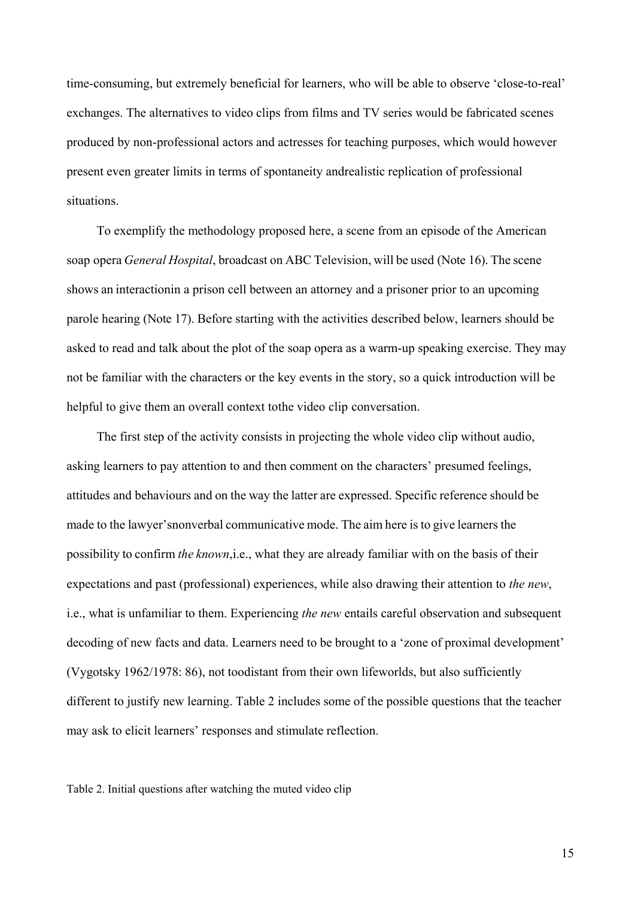time-consuming, but extremely beneficial for learners, who will be able to observe 'close-to-real' exchanges. The alternatives to video clips from films and TV series would be fabricated scenes produced by non-professional actors and actresses for teaching purposes, which would however present even greater limits in terms of spontaneity andrealistic replication of professional situations.

To exemplify the methodology proposed here, a scene from an episode of the American soap opera *General Hospital*, broadcast on ABC Television, will be used (Note 16). The scene shows an interactionin a prison cell between an attorney and a prisoner prior to an upcoming parole hearing (Note 17). Before starting with the activities described below, learners should be asked to read and talk about the plot of the soap opera as a warm-up speaking exercise. They may not be familiar with the characters or the key events in the story, so a quick introduction will be helpful to give them an overall context tothe video clip conversation.

The first step of the activity consists in projecting the whole video clip without audio, asking learners to pay attention to and then comment on the characters' presumed feelings, attitudes and behaviours and on the way the latter are expressed. Specific reference should be made to the lawyer'snonverbal communicative mode. The aim here is to give learners the possibility to confirm *the known*,i.e., what they are already familiar with on the basis of their expectations and past (professional) experiences, while also drawing their attention to *the new*, i.e., what is unfamiliar to them. Experiencing *the new* entails careful observation and subsequent decoding of new facts and data. Learners need to be brought to a 'zone of proximal development' (Vygotsky 1962/1978: 86), not toodistant from their own lifeworlds, but also sufficiently different to justify new learning. Table 2 includes some of the possible questions that the teacher may ask to elicit learners' responses and stimulate reflection.

Table 2. Initial questions after watching the muted video clip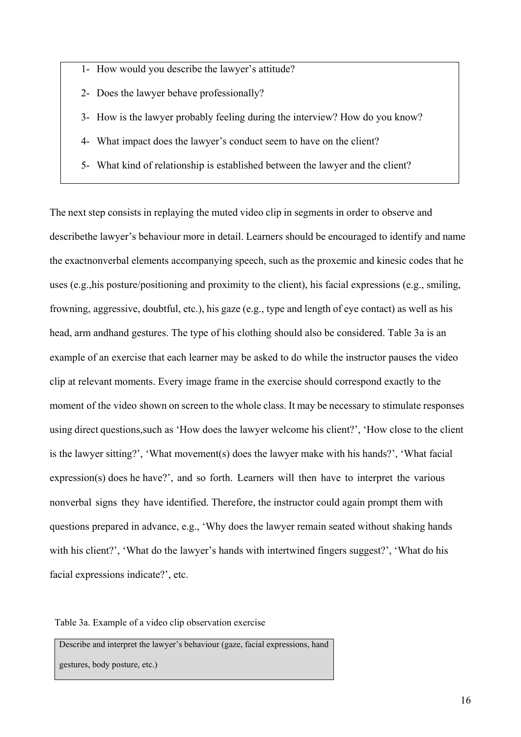1- How would you describe the lawyer's attitude?

2- Does the lawyer behave professionally?

3- How is the lawyer probably feeling during the interview? How do you know?

4- What impact does the lawyer's conduct seem to have on the client?

5- What kind of relationship is established between the lawyer and the client?

The next step consists in replaying the muted video clip in segments in order to observe and describethe lawyer's behaviour more in detail. Learners should be encouraged to identify and name the exactnonverbal elements accompanying speech, such as the proxemic and kinesic codes that he uses (e.g.,his posture/positioning and proximity to the client), his facial expressions (e.g., smiling, frowning, aggressive, doubtful, etc.), his gaze (e.g., type and length of eye contact) as well as his head, arm andhand gestures. The type of his clothing should also be considered. Table 3a is an example of an exercise that each learner may be asked to do while the instructor pauses the video clip at relevant moments. Every image frame in the exercise should correspond exactly to the moment of the video shown on screen to the whole class. It may be necessary to stimulate responses using direct questions,such as 'How does the lawyer welcome his client?', 'How close to the client is the lawyer sitting?', 'What movement(s) does the lawyer make with his hands?', 'What facial expression(s) does he have?', and so forth. Learners will then have to interpret the various nonverbal signs they have identified. Therefore, the instructor could again prompt them with questions prepared in advance, e.g., 'Why does the lawyer remain seated without shaking hands with his client?', 'What do the lawyer's hands with intertwined fingers suggest?', 'What do his facial expressions indicate?', etc.

Table 3a. Example of a video clip observation exercise

| Describe and interpret the lawyer's behaviour (gaze, facial expressions, hand gestures, body posture, etc.) |
| --- |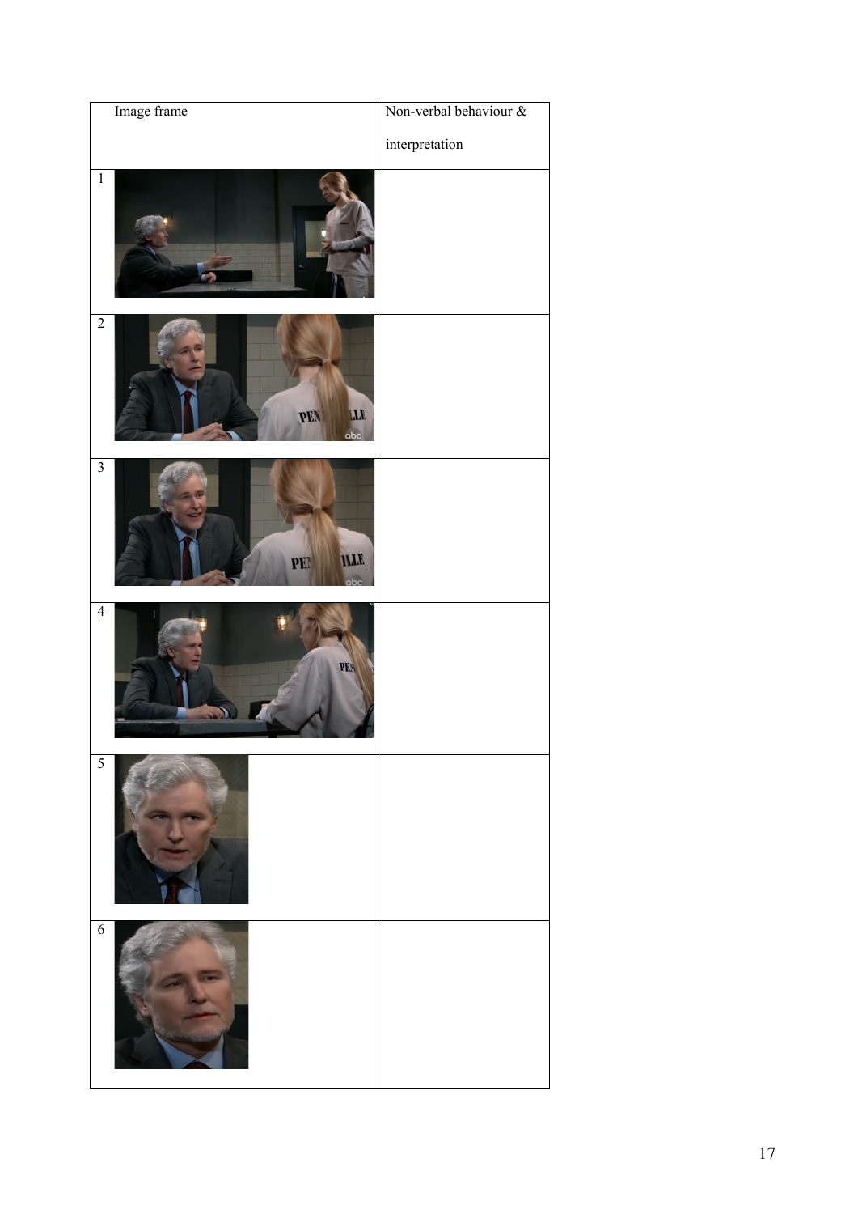| Image frame | Non-verbal behaviour & interpretation |
| --- | --- |
| 1 | |
| 2 | |
| 3 | |
| 4 | |
| 5 | |
| 6 | |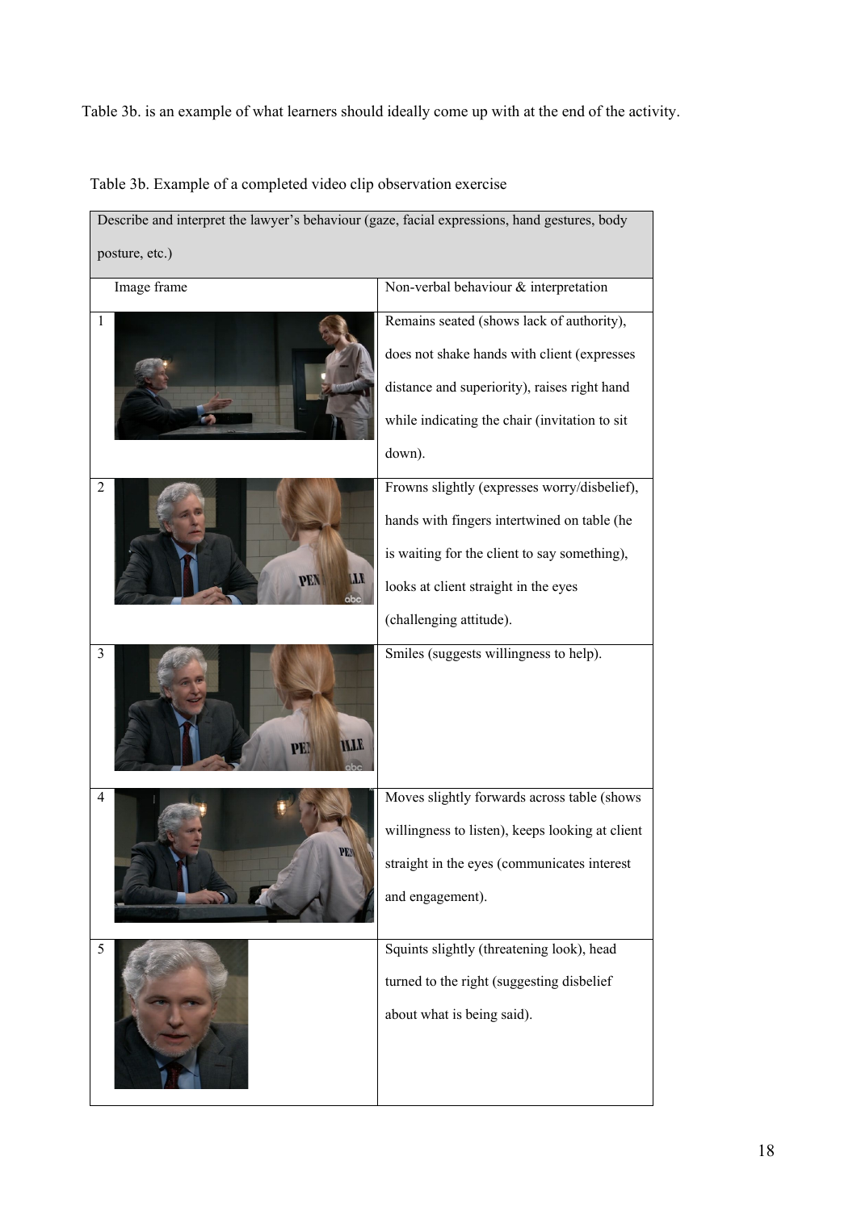Table 3b. is an example of what learners should ideally come up with at the end of the activity.

Table 3b. Example of a completed video clip observation exercise

| Describe and interpret the lawyer's behaviour (gaze, facial expressions, hand gestures, body posture, etc.) | |
|---|---|
| Image frame | Non-verbal behaviour & interpretation |
| 1 | Remains seated (shows lack of authority), does not shake hands with client (expresses distance and superiority), raises right hand while indicating the chair (invitation to sit down). |
| 2 | Frowns slightly (expresses worry/disbelief), hands with fingers intertwined on table (he is waiting for the client to say something), looks at client straight in the eyes (challenging attitude). |
| 3 | Smiles (suggests willingness to help). |
| 4 | Moves slightly forwards across table (shows willingness to listen), keeps looking at client straight in the eyes (communicates interest and engagement). |
| 5 | Squints slightly (threatening look), head turned to the right (suggesting disbelief about what is being said). |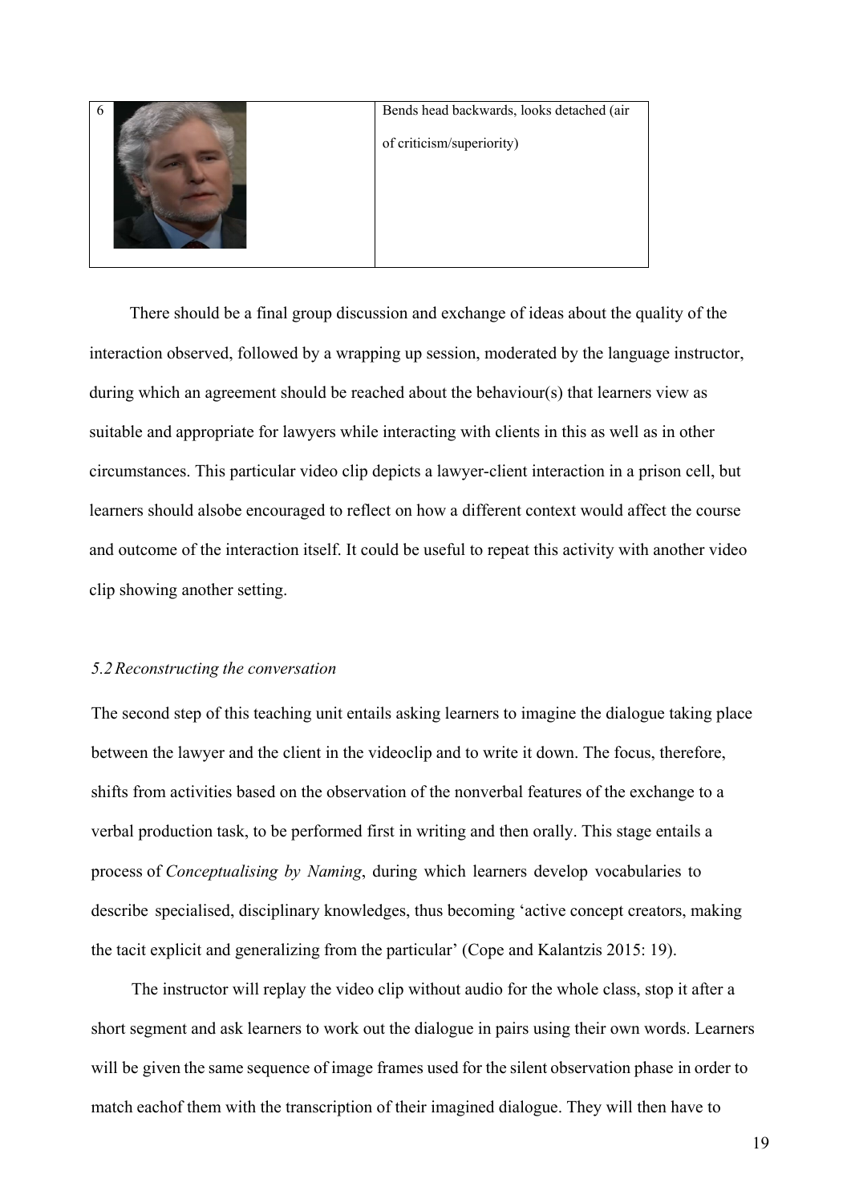| 6 | | Bends head backwards, looks detached (air of criticism/superiority) |
|---|---|---|

There should be a final group discussion and exchange of ideas about the quality of the interaction observed, followed by a wrapping up session, moderated by the language instructor, during which an agreement should be reached about the behaviour(s) that learners view as suitable and appropriate for lawyers while interacting with clients in this as well as in other circumstances. This particular video clip depicts a lawyer-client interaction in a prison cell, but learners should alsobe encouraged to reflect on how a different context would affect the course and outcome of the interaction itself. It could be useful to repeat this activity with another video clip showing another setting.

### *5.2 Reconstructing the conversation*

The second step of this teaching unit entails asking learners to imagine the dialogue taking place between the lawyer and the client in the videoclip and to write it down. The focus, therefore, shifts from activities based on the observation of the nonverbal features of the exchange to a verbal production task, to be performed first in writing and then orally. This stage entails a process of *Conceptualising by Naming*, during which learners develop vocabularies to describe specialised, disciplinary knowledges, thus becoming 'active concept creators, making the tacit explicit and generalizing from the particular' (Cope and Kalantzis 2015: 19).

The instructor will replay the video clip without audio for the whole class, stop it after a short segment and ask learners to work out the dialogue in pairs using their own words. Learners will be given the same sequence of image frames used for the silent observation phase in order to match eachof them with the transcription of their imagined dialogue. They will then have to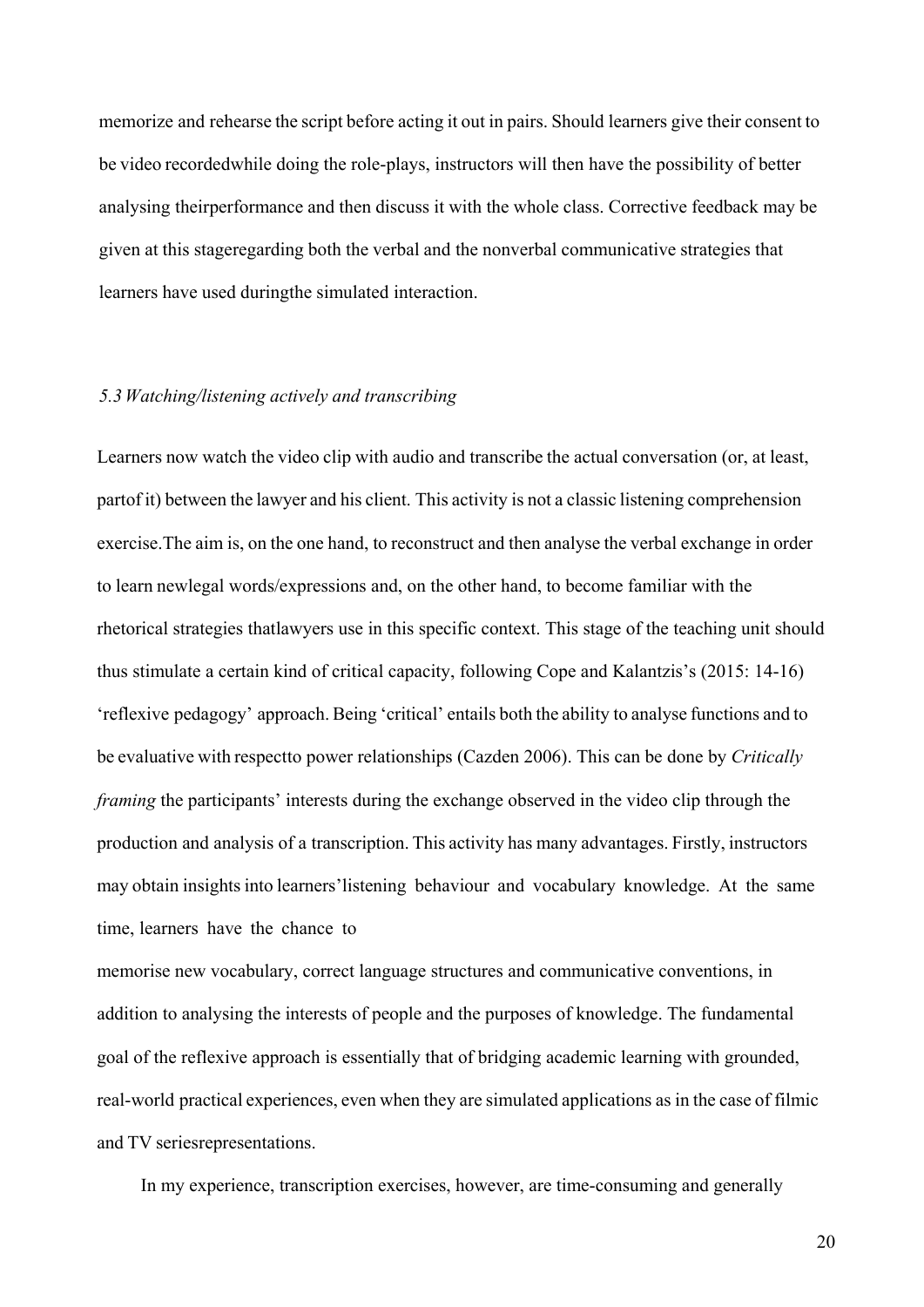memorize and rehearse the script before acting it out in pairs. Should learners give their consent to be video recordedwhile doing the role-plays, instructors will then have the possibility of better analysing theirperformance and then discuss it with the whole class. Corrective feedback may be given at this stageregarding both the verbal and the nonverbal communicative strategies that learners have used duringthe simulated interaction.

### *5.3 Watching/listening actively and transcribing*

Learners now watch the video clip with audio and transcribe the actual conversation (or, at least, partof it) between the lawyer and his client. This activity is not a classic listening comprehension exercise.The aim is, on the one hand, to reconstruct and then analyse the verbal exchange in order to learn newlegal words/expressions and, on the other hand, to become familiar with the rhetorical strategies thatlawyers use in this specific context. This stage of the teaching unit should thus stimulate a certain kind of critical capacity, following Cope and Kalantzis's (2015: 14-16) 'reflexive pedagogy' approach. Being 'critical' entails both the ability to analyse functions and to be evaluative with respectto power relationships (Cazden 2006). This can be done by *Critically framing* the participants' interests during the exchange observed in the video clip through the production and analysis of a transcription. This activity has many advantages. Firstly, instructors may obtain insights into learners'listening behaviour and vocabulary knowledge. At the same time, learners have the chance to memorise new vocabulary, correct language structures and communicative conventions, in addition to analysing the interests of people and the purposes of knowledge. The fundamental goal of the reflexive approach is essentially that of bridging academic learning with grounded, real-world practical experiences, even when they are simulated applications as in the case of filmic and TV seriesrepresentations.

In my experience, transcription exercises, however, are time-consuming and generally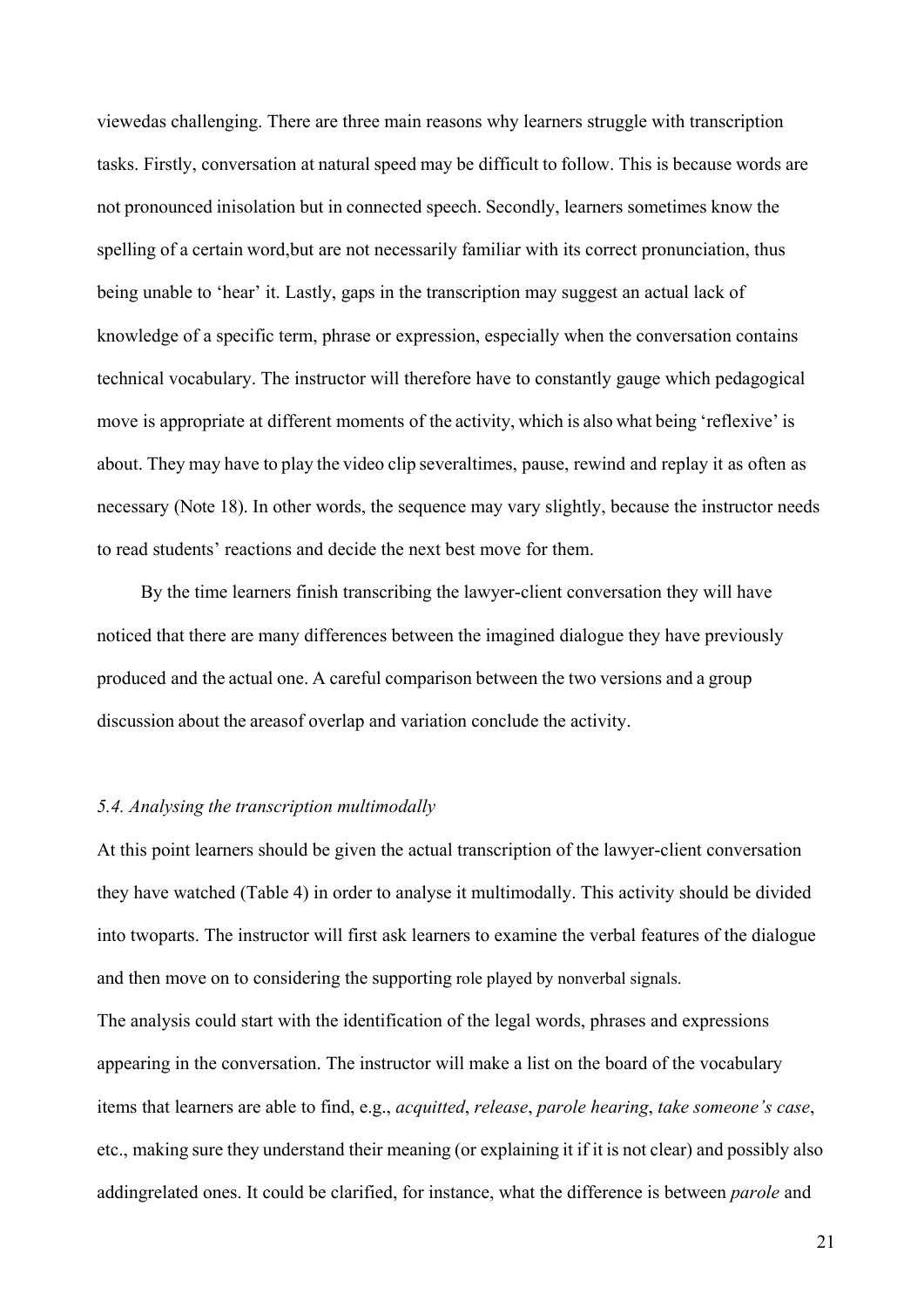viewedas challenging. There are three main reasons why learners struggle with transcription tasks. Firstly, conversation at natural speed may be difficult to follow. This is because words are not pronounced inisolation but in connected speech. Secondly, learners sometimes know the spelling of a certain word,but are not necessarily familiar with its correct pronunciation, thus being unable to 'hear' it. Lastly, gaps in the transcription may suggest an actual lack of knowledge of a specific term, phrase or expression, especially when the conversation contains technical vocabulary. The instructor will therefore have to constantly gauge which pedagogical move is appropriate at different moments of the activity, which is also what being 'reflexive' is about. They may have to play the video clip severaltimes, pause, rewind and replay it as often as necessary (Note 18). In other words, the sequence may vary slightly, because the instructor needs to read students' reactions and decide the next best move for them.

By the time learners finish transcribing the lawyer-client conversation they will have noticed that there are many differences between the imagined dialogue they have previously produced and the actual one. A careful comparison between the two versions and a group discussion about the areasof overlap and variation conclude the activity.

### *5.4. Analysing the transcription multimodally*

At this point learners should be given the actual transcription of the lawyer-client conversation they have watched (Table 4) in order to analyse it multimodally. This activity should be divided into twoparts. The instructor will first ask learners to examine the verbal features of the dialogue and then move on to considering the supporting role played by nonverbal signals.

The analysis could start with the identification of the legal words, phrases and expressions appearing in the conversation. The instructor will make a list on the board of the vocabulary items that learners are able to find, e.g., *acquitted*, *release*, *parole hearing*, *take someone's case*, etc., making sure they understand their meaning (or explaining it if it is not clear) and possibly also addingrelated ones. It could be clarified, for instance, what the difference is between *parole* and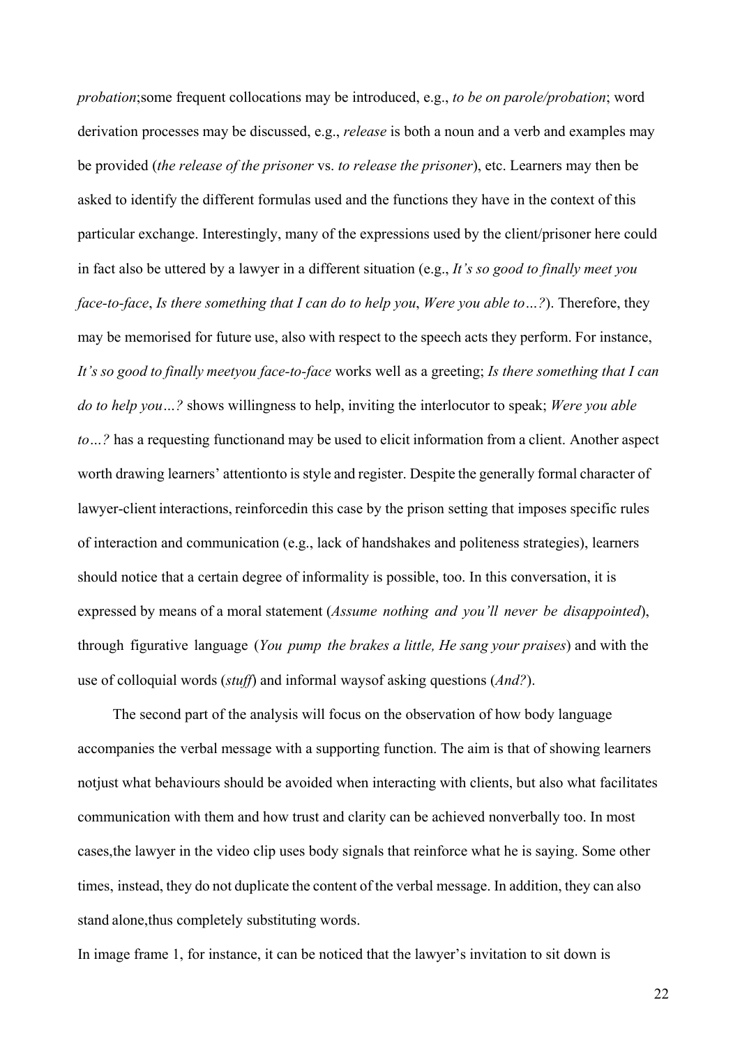*probation*;some frequent collocations may be introduced, e.g., *to be on parole/probation*; word derivation processes may be discussed, e.g., *release* is both a noun and a verb and examples may be provided (*the release of the prisoner* vs. *to release the prisoner*), etc. Learners may then be asked to identify the different formulas used and the functions they have in the context of this particular exchange. Interestingly, many of the expressions used by the client/prisoner here could in fact also be uttered by a lawyer in a different situation (e.g., *It's so good to finally meet you face-to-face*, *Is there something that I can do to help you*, *Were you able to…?*). Therefore, they may be memorised for future use, also with respect to the speech acts they perform. For instance, *It's so good to finally meetyou face-to-face* works well as a greeting; *Is there something that I can do to help you…?* shows willingness to help, inviting the interlocutor to speak; *Were you able to…?* has a requesting functionand may be used to elicit information from a client. Another aspect worth drawing learners' attentionto is style and register. Despite the generally formal character of lawyer-client interactions, reinforcedin this case by the prison setting that imposes specific rules of interaction and communication (e.g., lack of handshakes and politeness strategies), learners should notice that a certain degree of informality is possible, too. In this conversation, it is expressed by means of a moral statement (*Assume nothing and you'll never be disappointed*), through figurative language (*You pump the brakes a little, He sang your praises*) and with the use of colloquial words (*stuff*) and informal waysof asking questions (*And?*).

The second part of the analysis will focus on the observation of how body language accompanies the verbal message with a supporting function. The aim is that of showing learners notjust what behaviours should be avoided when interacting with clients, but also what facilitates communication with them and how trust and clarity can be achieved nonverbally too. In most cases,the lawyer in the video clip uses body signals that reinforce what he is saying. Some other times, instead, they do not duplicate the content of the verbal message. In addition, they can also stand alone,thus completely substituting words.

In image frame 1, for instance, it can be noticed that the lawyer's invitation to sit down is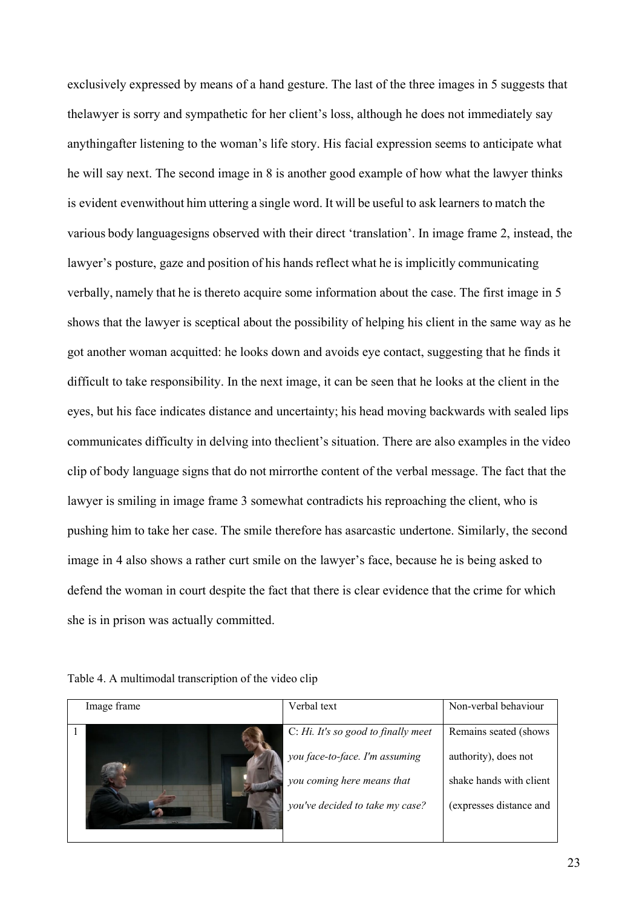exclusively expressed by means of a hand gesture. The last of the three images in 5 suggests that thelawyer is sorry and sympathetic for her client's loss, although he does not immediately say anythingafter listening to the woman's life story. His facial expression seems to anticipate what he will say next. The second image in 8 is another good example of how what the lawyer thinks is evident evenwithout him uttering a single word. It will be useful to ask learners to match the various body languagesigns observed with their direct 'translation'. In image frame 2, instead, the lawyer's posture, gaze and position of his hands reflect what he is implicitly communicating verbally, namely that he is thereto acquire some information about the case. The first image in 5 shows that the lawyer is sceptical about the possibility of helping his client in the same way as he got another woman acquitted: he looks down and avoids eye contact, suggesting that he finds it difficult to take responsibility. In the next image, it can be seen that he looks at the client in the eyes, but his face indicates distance and uncertainty; his head moving backwards with sealed lips communicates difficulty in delving into theclient's situation. There are also examples in the video clip of body language signs that do not mirrorthe content of the verbal message. The fact that the lawyer is smiling in image frame 3 somewhat contradicts his reproaching the client, who is pushing him to take her case. The smile therefore has asarcastic undertone. Similarly, the second image in 4 also shows a rather curt smile on the lawyer's face, because he is being asked to defend the woman in court despite the fact that there is clear evidence that the crime for which she is in prison was actually committed.

Table 4. A multimodal transcription of the video clip

| Image frame | Verbal text | Non-verbal behaviour |
| --- | --- | --- |
| 1 | C: *Hi. It's so good to finally meet you face-to-face. I'm assuming you coming here means that you've decided to take my case?* | Remains seated (shows authority), does not shake hands with client (expresses distance and |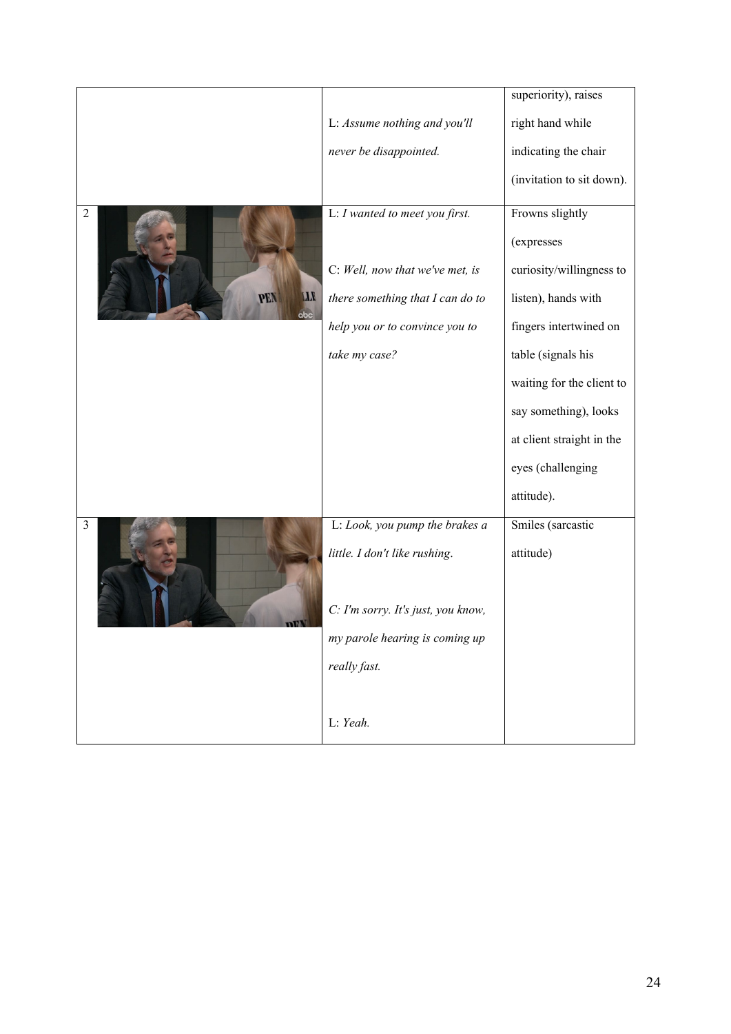| | | | |
|---|---|---|---|
| | | L: *Assume nothing and you'll never be disappointed.* | superiority), raises right hand while indicating the chair (invitation to sit down). |
| 2 | | L: *I wanted to meet you first.*<br><br>C: *Well, now that we've met, is there something that I can do to help you or to convince you to take my case?* | Frowns slightly (expresses curiosity/willingness to listen), hands with fingers intertwined on table (signals his waiting for the client to say something), looks at client straight in the eyes (challenging attitude). |
| 3 | | L: *Look, you pump the brakes a little. I don't like rushing.*<br><br>C: *I'm sorry. It's just, you know, my parole hearing is coming up really fast.*<br><br>L: *Yeah.* | Smiles (sarcastic attitude) |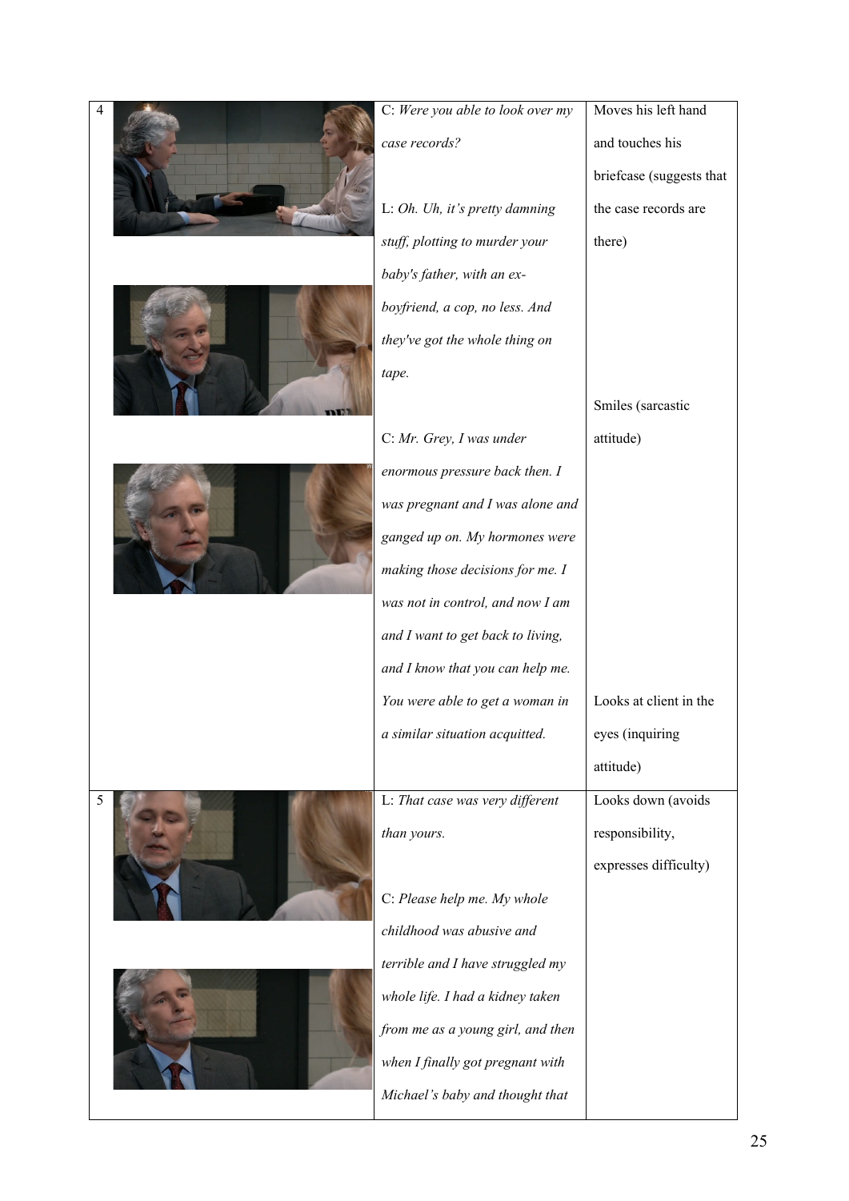| 4 | | C: *Were you able to look over my case records?*<br><br>L: *Oh. Uh, it's pretty damning stuff, plotting to murder your baby's father, with an ex-boyfriend, a cop, no less. And they've got the whole thing on tape.*<br><br>C: *Mr. Grey, I was under enormous pressure back then. I was pregnant and I was alone and ganged up on. My hormones were making those decisions for me. I was not in control, and now I am and I want to get back to living, and I know that you can help me. You were able to get a woman in a similar situation acquitted.* | Moves his left hand and touches his briefcase (suggests that the case records are there)<br><br>Smiles (sarcastic attitude)<br><br>Looks at client in the eyes (inquiring attitude) |
|---|---|---|---|
| 5 | | L: *That case was very different than yours.*<br><br>C: *Please help me. My whole childhood was abusive and terrible and I have struggled my whole life. I had a kidney taken from me as a young girl, and then when I finally got pregnant with Michael's baby and thought that* | Looks down (avoids responsibility, expresses difficulty) |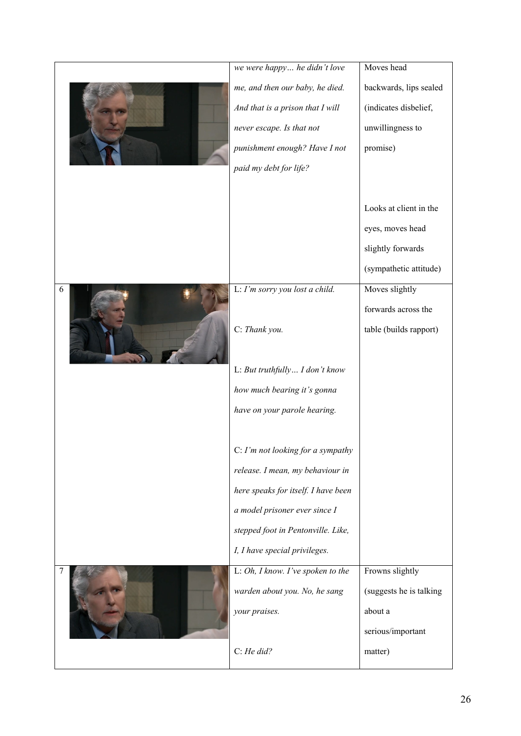|  |  | *we were happy… he didn't love me, and then our baby, he died. And that is a prison that I will never escape. Is that not punishment enough? Have I not paid my debt for life?* | Moves head backwards, lips sealed (indicates disbelief, unwillingness to promise)<br><br>Looks at client in the eyes, moves head slightly forwards (sympathetic attitude) |
|---|---|---|---|
| 6 |  | L: *I'm sorry you lost a child.*<br><br>C: *Thank you.*<br><br>L: *But truthfully… I don't know how much bearing it's gonna have on your parole hearing.*<br><br>C: *I'm not looking for a sympathy release. I mean, my behaviour in here speaks for itself. I have been a model prisoner ever since I stepped foot in Pentonville. Like, I, I have special privileges.* | Moves slightly forwards across the table (builds rapport) |
| 7 |  | L: *Oh, I know. I've spoken to the warden about you. No, he sang your praises.*<br><br>C: *He did?* | Frowns slightly (suggests he is talking about a serious/important matter) |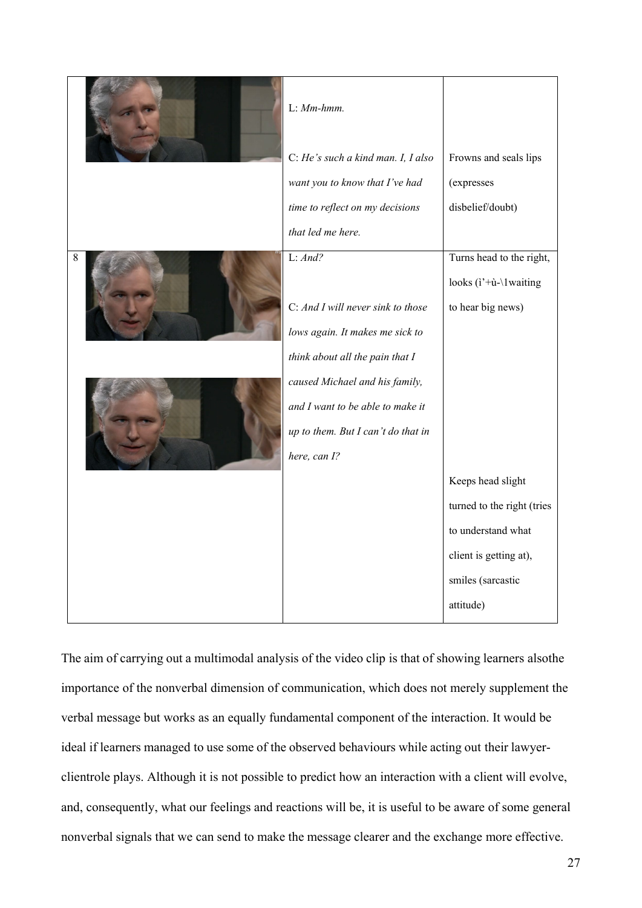| | | | |
|---|---|---|---|
| | | L: *Mm-hmm.*<br><br>C: *He's such a kind man. I, I also want you to know that I've had time to reflect on my decisions that led me here.* | Frowns and seals lips (expresses disbelief/doubt) |
| 8 | | L: *And?*<br><br>C: *And I will never sink to those lows again. It makes me sick to think about all the pain that I caused Michael and his family, and I want to be able to make it up to them. But I can't do that in here, can I?* | Turns head to the right, looks (ì'+ù-\1waiting to hear big news)<br><br>Keeps head slight turned to the right (tries to understand what client is getting at), smiles (sarcastic attitude) |

The aim of carrying out a multimodal analysis of the video clip is that of showing learners alsothe importance of the nonverbal dimension of communication, which does not merely supplement the verbal message but works as an equally fundamental component of the interaction. It would be ideal if learners managed to use some of the observed behaviours while acting out their lawyer-clientrole plays. Although it is not possible to predict how an interaction with a client will evolve, and, consequently, what our feelings and reactions will be, it is useful to be aware of some general nonverbal signals that we can send to make the message clearer and the exchange more effective.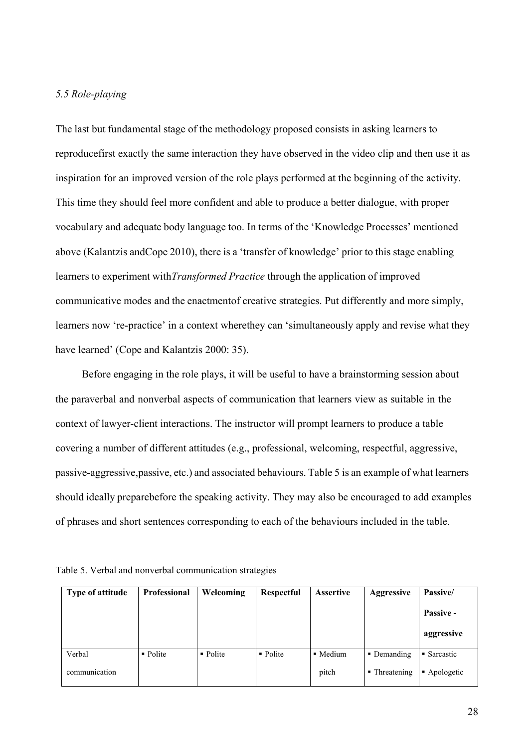*5.5 Role-playing*

The last but fundamental stage of the methodology proposed consists in asking learners to reproducefirst exactly the same interaction they have observed in the video clip and then use it as inspiration for an improved version of the role plays performed at the beginning of the activity. This time they should feel more confident and able to produce a better dialogue, with proper vocabulary and adequate body language too. In terms of the 'Knowledge Processes' mentioned above (Kalantzis andCope 2010), there is a 'transfer of knowledge' prior to this stage enabling learners to experiment with*Transformed Practice* through the application of improved communicative modes and the enactmentof creative strategies. Put differently and more simply, learners now 're-practice' in a context wherethey can 'simultaneously apply and revise what they have learned' (Cope and Kalantzis 2000: 35).

Before engaging in the role plays, it will be useful to have a brainstorming session about the paraverbal and nonverbal aspects of communication that learners view as suitable in the context of lawyer-client interactions. The instructor will prompt learners to produce a table covering a number of different attitudes (e.g., professional, welcoming, respectful, aggressive, passive-aggressive,passive, etc.) and associated behaviours. Table 5 is an example of what learners should ideally preparebefore the speaking activity. They may also be encouraged to add examples of phrases and short sentences corresponding to each of the behaviours included in the table.

Table 5. Verbal and nonverbal communication strategies

| **Type of attitude** | **Professional** | **Welcoming** | **Respectful** | **Assertive** | **Aggressive** | **Passive/ Passive - aggressive** |
|---|---|---|---|---|---|---|
| Verbal communication | ▪ Polite | ▪ Polite | ▪ Polite | ▪ Medium pitch | ▪ Demanding ▪ Threatening | ▪ Sarcastic ▪ Apologetic |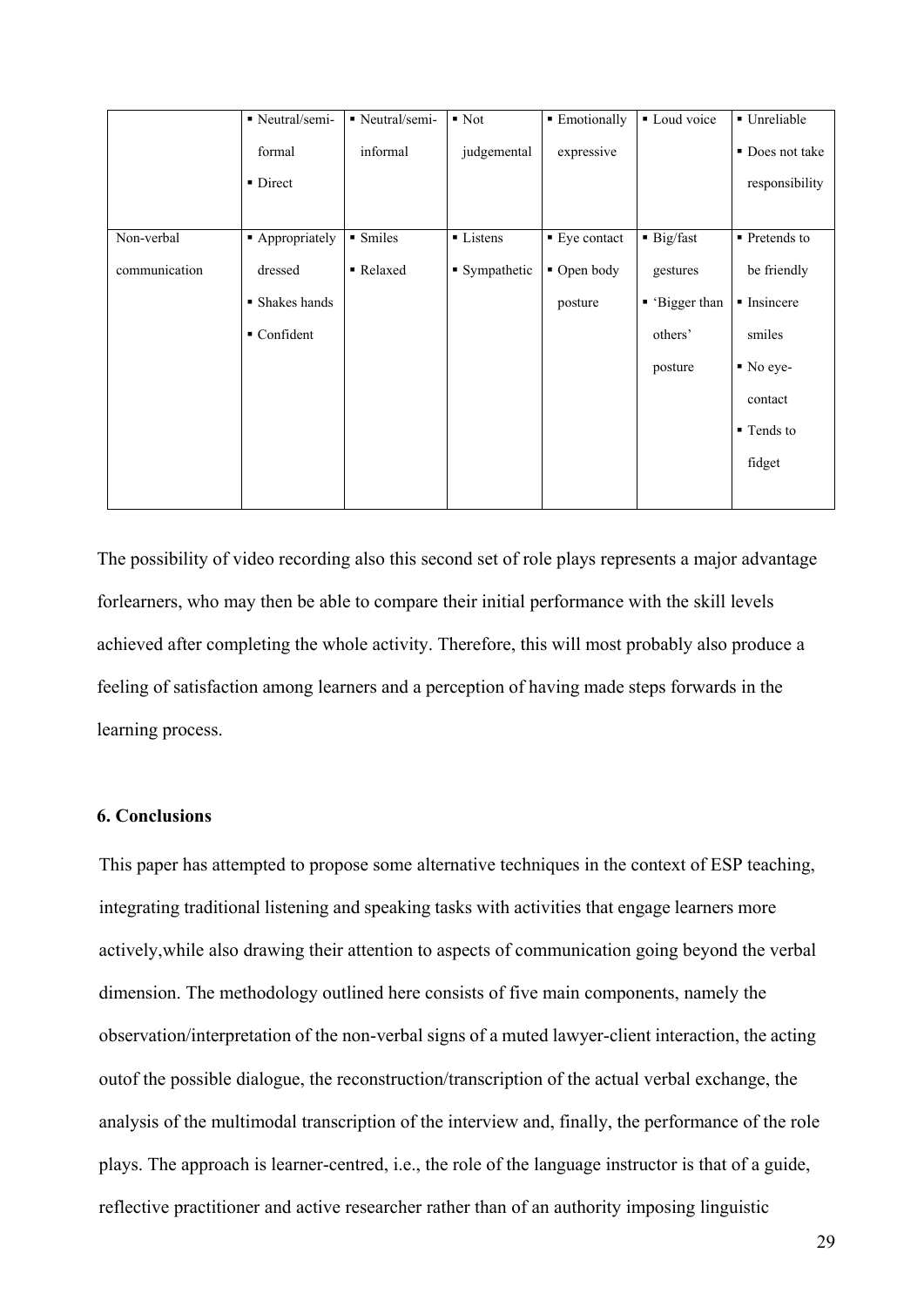| | | | | | | |
|---|---|---|---|---|---|---|
| | ▪ Neutral/semi-formal<br>▪ Direct | ▪ Neutral/semi-informal | ▪ Not judgemental | ▪ Emotionally expressive | ▪ Loud voice | ▪ Unreliable<br>▪ Does not take responsibility |
| Non-verbal communication | ▪ Appropriately dressed<br>▪ Shakes hands<br>▪ Confident | ▪ Smiles<br>▪ Relaxed | ▪ Listens<br>▪ Sympathetic | ▪ Eye contact<br>▪ Open body posture | ▪ Big/fast gestures<br>▪ 'Bigger than others' posture | ▪ Pretends to be friendly<br>▪ Insincere smiles<br>▪ No eye-contact<br>▪ Tends to fidget |

The possibility of video recording also this second set of role plays represents a major advantage forlearners, who may then be able to compare their initial performance with the skill levels achieved after completing the whole activity. Therefore, this will most probably also produce a feeling of satisfaction among learners and a perception of having made steps forwards in the learning process.

### 6. Conclusions

This paper has attempted to propose some alternative techniques in the context of ESP teaching, integrating traditional listening and speaking tasks with activities that engage learners more actively,while also drawing their attention to aspects of communication going beyond the verbal dimension. The methodology outlined here consists of five main components, namely the observation/interpretation of the non-verbal signs of a muted lawyer-client interaction, the acting outof the possible dialogue, the reconstruction/transcription of the actual verbal exchange, the analysis of the multimodal transcription of the interview and, finally, the performance of the role plays. The approach is learner-centred, i.e., the role of the language instructor is that of a guide, reflective practitioner and active researcher rather than of an authority imposing linguistic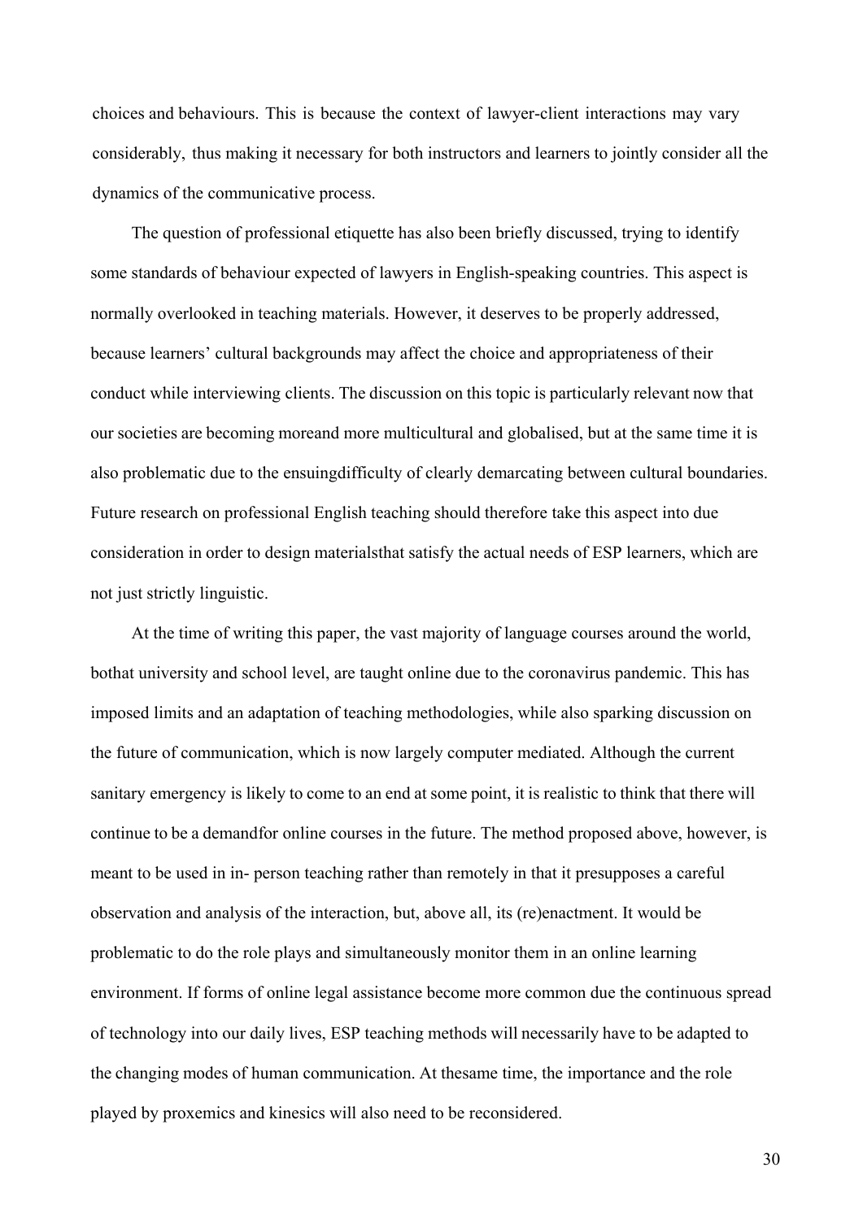choices and behaviours. This is because the context of lawyer-client interactions may vary considerably, thus making it necessary for both instructors and learners to jointly consider all the dynamics of the communicative process.

The question of professional etiquette has also been briefly discussed, trying to identify some standards of behaviour expected of lawyers in English-speaking countries. This aspect is normally overlooked in teaching materials. However, it deserves to be properly addressed, because learners' cultural backgrounds may affect the choice and appropriateness of their conduct while interviewing clients. The discussion on this topic is particularly relevant now that our societies are becoming moreand more multicultural and globalised, but at the same time it is also problematic due to the ensuingdifficulty of clearly demarcating between cultural boundaries. Future research on professional English teaching should therefore take this aspect into due consideration in order to design materialsthat satisfy the actual needs of ESP learners, which are not just strictly linguistic.

At the time of writing this paper, the vast majority of language courses around the world, bothat university and school level, are taught online due to the coronavirus pandemic. This has imposed limits and an adaptation of teaching methodologies, while also sparking discussion on the future of communication, which is now largely computer mediated. Although the current sanitary emergency is likely to come to an end at some point, it is realistic to think that there will continue to be a demandfor online courses in the future. The method proposed above, however, is meant to be used in in- person teaching rather than remotely in that it presupposes a careful observation and analysis of the interaction, but, above all, its (re)enactment. It would be problematic to do the role plays and simultaneously monitor them in an online learning environment. If forms of online legal assistance become more common due the continuous spread of technology into our daily lives, ESP teaching methods will necessarily have to be adapted to the changing modes of human communication. At thesame time, the importance and the role played by proxemics and kinesics will also need to be reconsidered.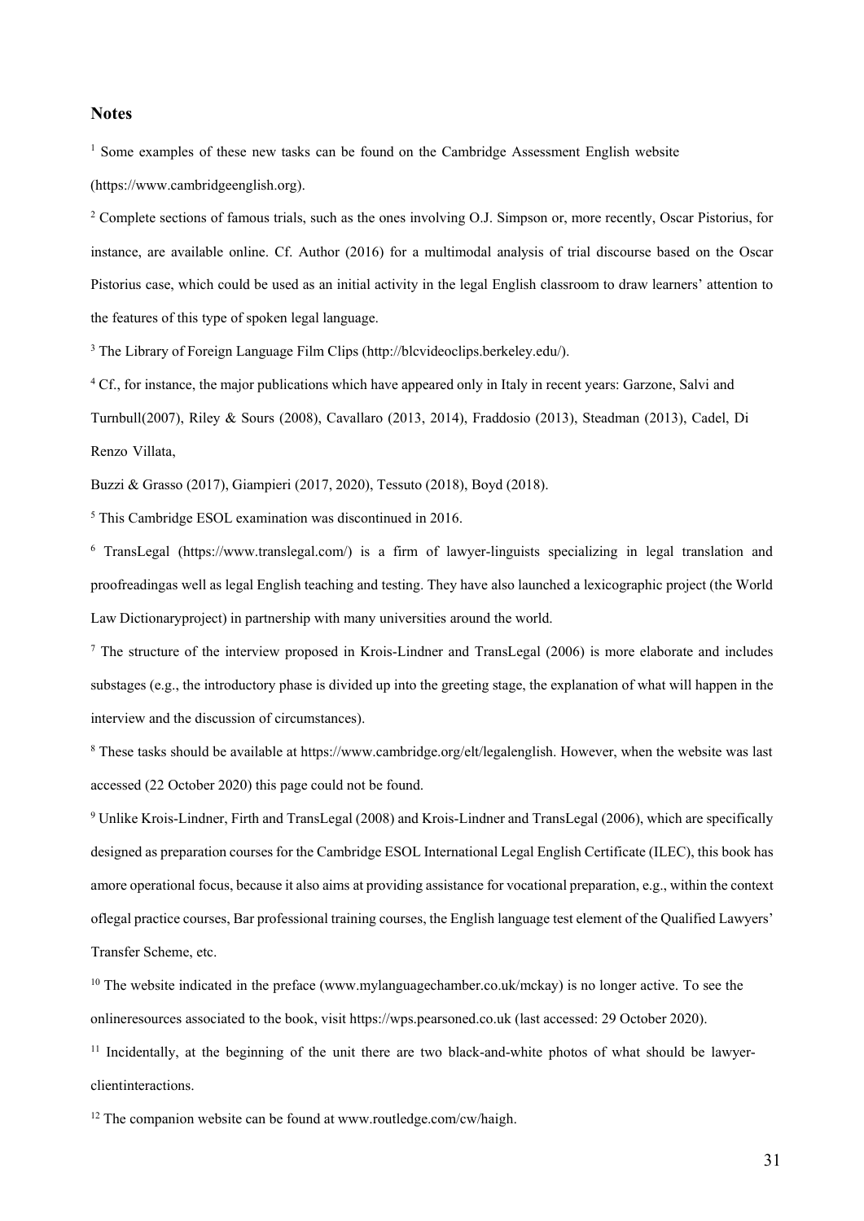## Notes

[1] Some examples of these new tasks can be found on the Cambridge Assessment English website (https://www.cambridgeenglish.org).

[2] Complete sections of famous trials, such as the ones involving O.J. Simpson or, more recently, Oscar Pistorius, for instance, are available online. Cf. Author (2016) for a multimodal analysis of trial discourse based on the Oscar Pistorius case, which could be used as an initial activity in the legal English classroom to draw learners' attention to the features of this type of spoken legal language.

[3] The Library of Foreign Language Film Clips (http://blcvideoclips.berkeley.edu/).

[4] Cf., for instance, the major publications which have appeared only in Italy in recent years: Garzone, Salvi and Turnbull(2007), Riley & Sours (2008), Cavallaro (2013, 2014), Fraddosio (2013), Steadman (2013), Cadel, Di Renzo Villata,

Buzzi & Grasso (2017), Giampieri (2017, 2020), Tessuto (2018), Boyd (2018).

[5] This Cambridge ESOL examination was discontinued in 2016.

[6] TransLegal (https://www.translegal.com/) is a firm of lawyer-linguists specializing in legal translation and proofreadingas well as legal English teaching and testing. They have also launched a lexicographic project (the World Law Dictionaryproject) in partnership with many universities around the world.

[7] The structure of the interview proposed in Krois-Lindner and TransLegal (2006) is more elaborate and includes substages (e.g., the introductory phase is divided up into the greeting stage, the explanation of what will happen in the interview and the discussion of circumstances).

[8] These tasks should be available at https://www.cambridge.org/elt/legalenglish. However, when the website was last accessed (22 October 2020) this page could not be found.

[9] Unlike Krois-Lindner, Firth and TransLegal (2008) and Krois-Lindner and TransLegal (2006), which are specifically designed as preparation courses for the Cambridge ESOL International Legal English Certificate (ILEC), this book has amore operational focus, because it also aims at providing assistance for vocational preparation, e.g., within the context oflegal practice courses, Bar professional training courses, the English language test element of the Qualified Lawyers' Transfer Scheme, etc.

[10] The website indicated in the preface (www.mylanguagechamber.co.uk/mckay) is no longer active. To see the onlineresources associated to the book, visit https://wps.pearsoned.co.uk (last accessed: 29 October 2020).

[11] Incidentally, at the beginning of the unit there are two black-and-white photos of what should be lawyer-clientinteractions.

[12] The companion website can be found at www.routledge.com/cw/haigh.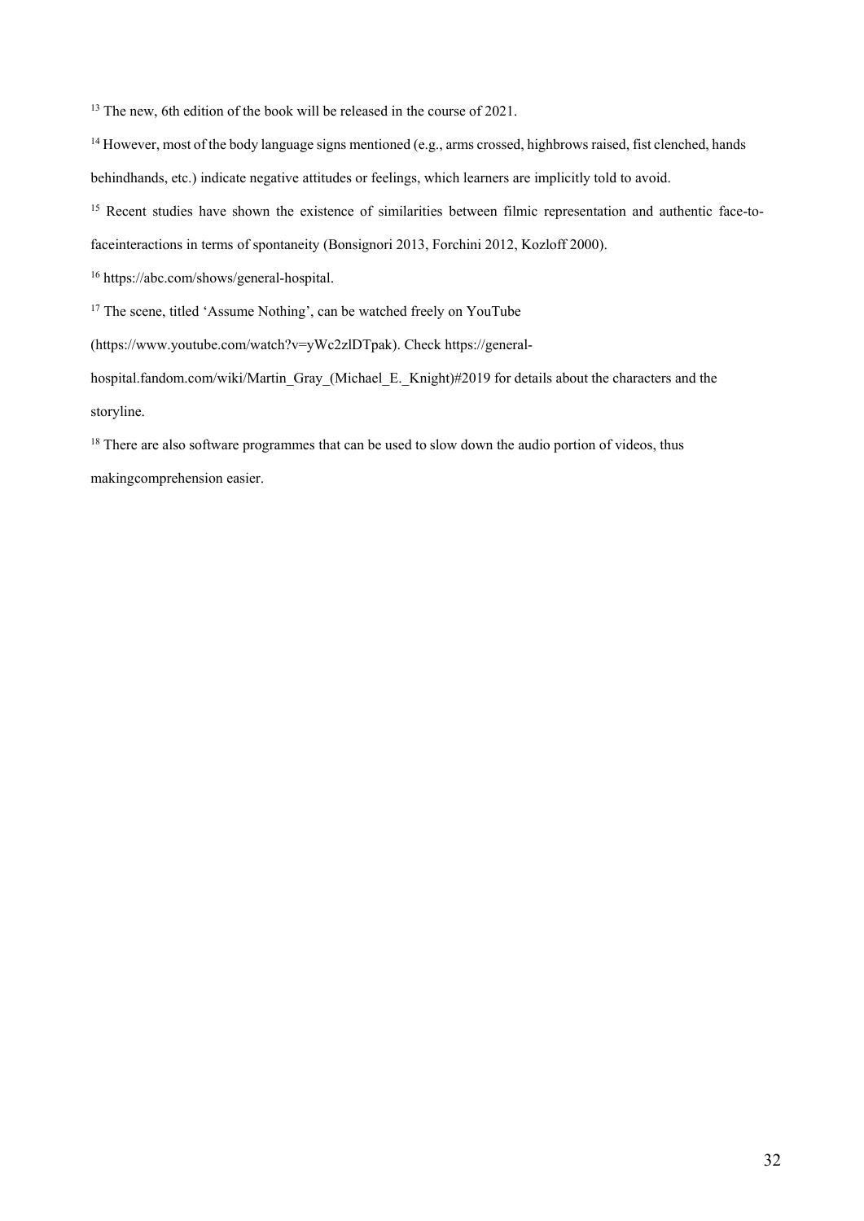[13] The new, 6th edition of the book will be released in the course of 2021.

[14] However, most of the body language signs mentioned (e.g., arms crossed, highbrows raised, fist clenched, hands behindhands, etc.) indicate negative attitudes or feelings, which learners are implicitly told to avoid.

[15] Recent studies have shown the existence of similarities between filmic representation and authentic face-to-faceinteractions in terms of spontaneity (Bonsignori 2013, Forchini 2012, Kozloff 2000).

[16] https://abc.com/shows/general-hospital.

[17] The scene, titled 'Assume Nothing', can be watched freely on YouTube (https://www.youtube.com/watch?v=yWc2zlDTpak). Check https://general-hospital.fandom.com/wiki/Martin_Gray_(Michael_E._Knight)#2019 for details about the characters and the storyline.

[18] There are also software programmes that can be used to slow down the audio portion of videos, thus makingcomprehension easier.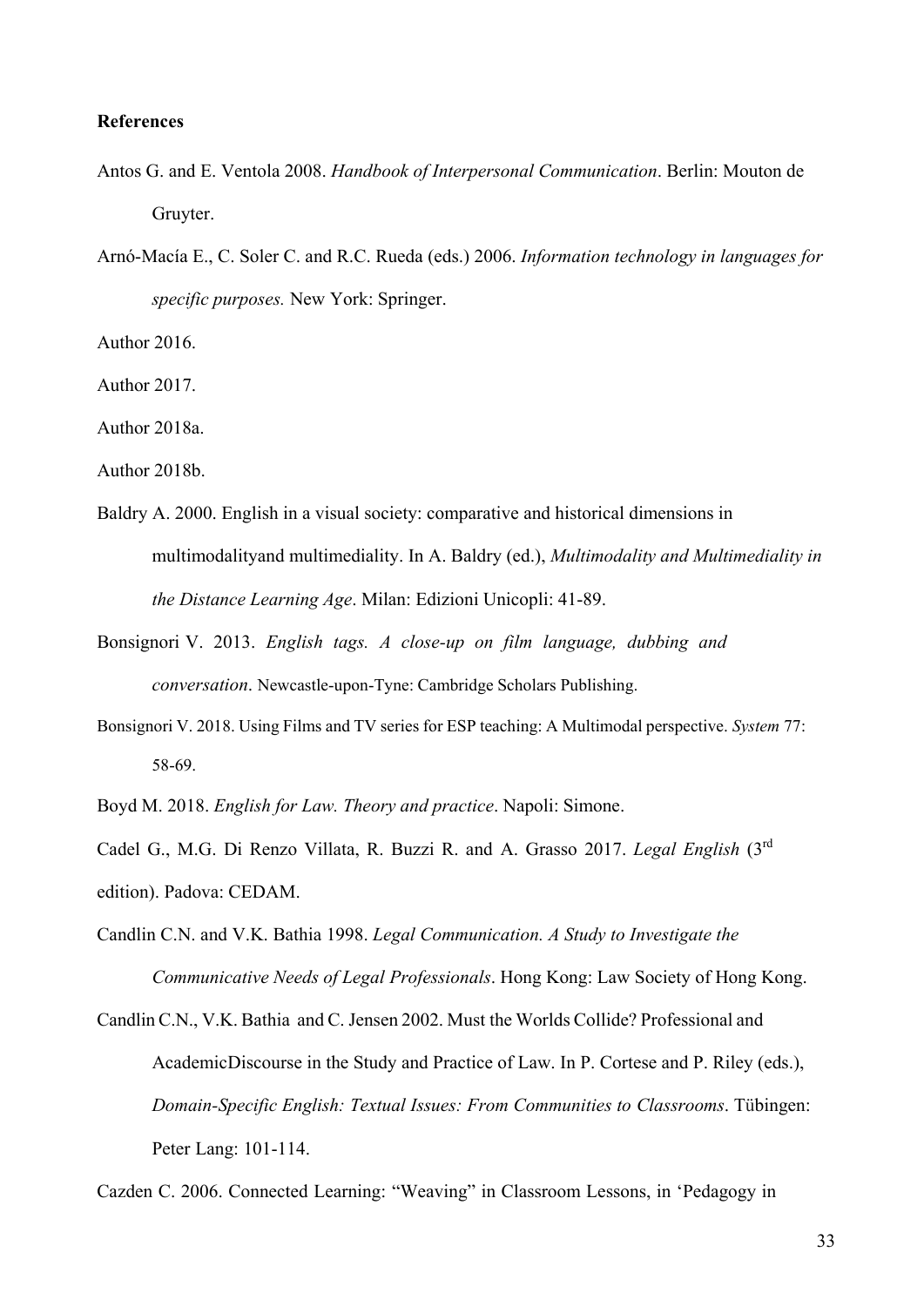**References**

Antos G. and E. Ventola 2008. *Handbook of Interpersonal Communication*. Berlin: Mouton de Gruyter.

Arnó-Macía E., C. Soler C. and R.C. Rueda (eds.) 2006. *Information technology in languages for specific purposes.* New York: Springer.

Author 2016.

Author 2017.

Author 2018a.

Author 2018b.

Baldry A. 2000. English in a visual society: comparative and historical dimensions in multimodalityand multimediality. In A. Baldry (ed.), *Multimodality and Multimediality in the Distance Learning Age*. Milan: Edizioni Unicopli: 41-89.

Bonsignori V. 2013. *English tags. A close-up on film language, dubbing and conversation*. Newcastle-upon-Tyne: Cambridge Scholars Publishing.

Bonsignori V. 2018. Using Films and TV series for ESP teaching: A Multimodal perspective. *System* 77: 58-69.

Boyd M. 2018. *English for Law. Theory and practice*. Napoli: Simone.

Cadel G., M.G. Di Renzo Villata, R. Buzzi R. and A. Grasso 2017. *Legal English* (3rd edition). Padova: CEDAM.

Candlin C.N. and V.K. Bathia 1998. *Legal Communication. A Study to Investigate the Communicative Needs of Legal Professionals*. Hong Kong: Law Society of Hong Kong.

Candlin C.N., V.K. Bathia and C. Jensen 2002. Must the Worlds Collide? Professional and AcademicDiscourse in the Study and Practice of Law. In P. Cortese and P. Riley (eds.), *Domain-Specific English: Textual Issues: From Communities to Classrooms*. Tübingen: Peter Lang: 101-114.

Cazden C. 2006. Connected Learning: "Weaving" in Classroom Lessons, in 'Pedagogy in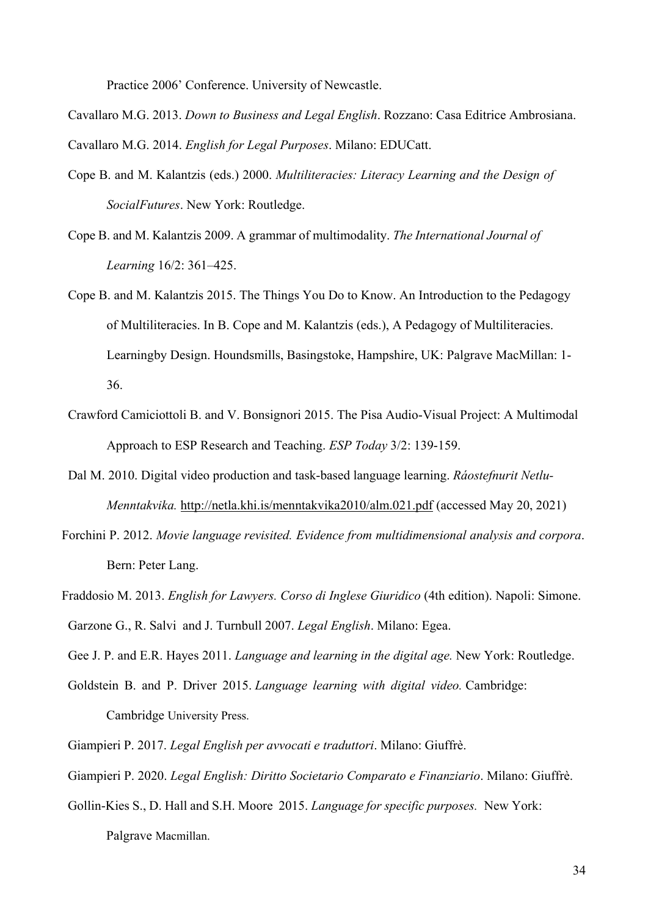Practice 2006' Conference. University of Newcastle.

Cavallaro M.G. 2013. *Down to Business and Legal English*. Rozzano: Casa Editrice Ambrosiana.

Cavallaro M.G. 2014. *English for Legal Purposes*. Milano: EDUCatt.

Cope B. and M. Kalantzis (eds.) 2000. *Multiliteracies: Literacy Learning and the Design of SocialFutures*. New York: Routledge.

Cope B. and M. Kalantzis 2009. A grammar of multimodality. *The International Journal of Learning* 16/2: 361–425.

Cope B. and M. Kalantzis 2015. The Things You Do to Know. An Introduction to the Pedagogy of Multiliteracies. In B. Cope and M. Kalantzis (eds.), A Pedagogy of Multiliteracies. Learningby Design. Houndsmills, Basingstoke, Hampshire, UK: Palgrave MacMillan: 1-36.

Crawford Camiciottoli B. and V. Bonsignori 2015. The Pisa Audio-Visual Project: A Multimodal Approach to ESP Research and Teaching. *ESP Today* 3/2: 139-159.

Dal M. 2010. Digital video production and task-based language learning. *Ráostefnurit Netlu-Menntakvika.* http://netla.khi.is/menntakvika2010/alm.021.pdf (accessed May 20, 2021)

Forchini P. 2012. *Movie language revisited. Evidence from multidimensional analysis and corpora*. Bern: Peter Lang.

Fraddosio M. 2013. *English for Lawyers. Corso di Inglese Giuridico* (4th edition). Napoli: Simone.

Garzone G., R. Salvi and J. Turnbull 2007. *Legal English*. Milano: Egea.

Gee J. P. and E.R. Hayes 2011. *Language and learning in the digital age.* New York: Routledge.

Goldstein B. and P. Driver 2015. *Language learning with digital video.* Cambridge: Cambridge University Press.

Giampieri P. 2017. *Legal English per avvocati e traduttori*. Milano: Giuffrè.

Giampieri P. 2020. *Legal English: Diritto Societario Comparato e Finanziario*. Milano: Giuffrè.

Gollin-Kies S., D. Hall and S.H. Moore 2015. *Language for specific purposes.* New York: Palgrave Macmillan.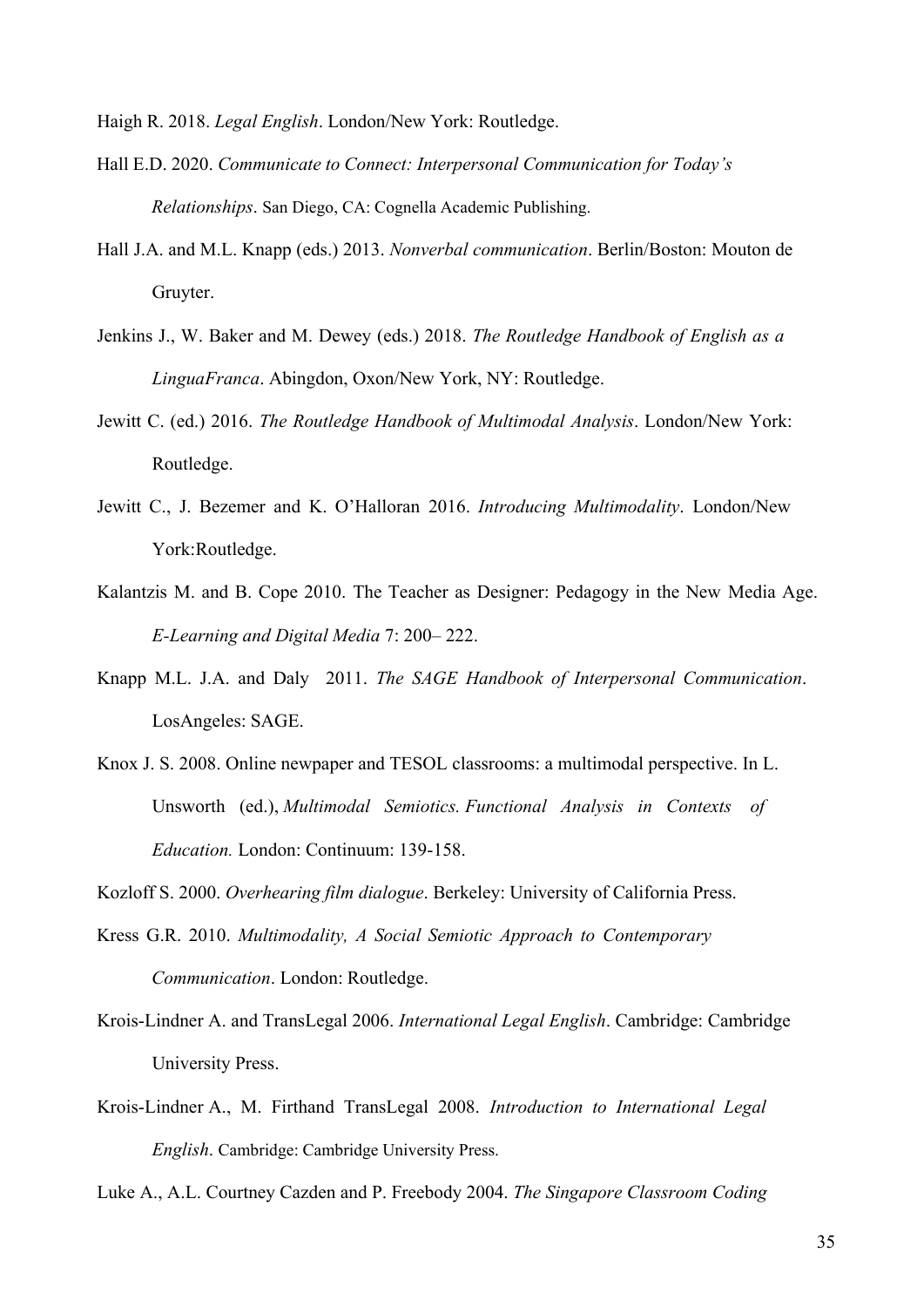Haigh R. 2018. *Legal English*. London/New York: Routledge.

Hall E.D. 2020. *Communicate to Connect: Interpersonal Communication for Today's Relationships*. San Diego, CA: Cognella Academic Publishing.

Hall J.A. and M.L. Knapp (eds.) 2013. *Nonverbal communication*. Berlin/Boston: Mouton de Gruyter.

Jenkins J., W. Baker and M. Dewey (eds.) 2018. *The Routledge Handbook of English as a LinguaFranca*. Abingdon, Oxon/New York, NY: Routledge.

Jewitt C. (ed.) 2016. *The Routledge Handbook of Multimodal Analysis*. London/New York: Routledge.

Jewitt C., J. Bezemer and K. O'Halloran 2016. *Introducing Multimodality*. London/New York:Routledge.

Kalantzis M. and B. Cope 2010. The Teacher as Designer: Pedagogy in the New Media Age. *E-Learning and Digital Media* 7: 200– 222.

Knapp M.L. J.A. and Daly 2011. *The SAGE Handbook of Interpersonal Communication*. LosAngeles: SAGE.

Knox J. S. 2008. Online newpaper and TESOL classrooms: a multimodal perspective. In L. Unsworth (ed.), *Multimodal Semiotics. Functional Analysis in Contexts of Education.* London: Continuum: 139-158.

Kozloff S. 2000. *Overhearing film dialogue*. Berkeley: University of California Press.

Kress G.R. 2010. *Multimodality, A Social Semiotic Approach to Contemporary Communication*. London: Routledge.

Krois-Lindner A. and TransLegal 2006. *International Legal English*. Cambridge: Cambridge University Press.

Krois-Lindner A., M. Firthand TransLegal 2008. *Introduction to International Legal English*. Cambridge: Cambridge University Press.

Luke A., A.L. Courtney Cazden and P. Freebody 2004. *The Singapore Classroom Coding*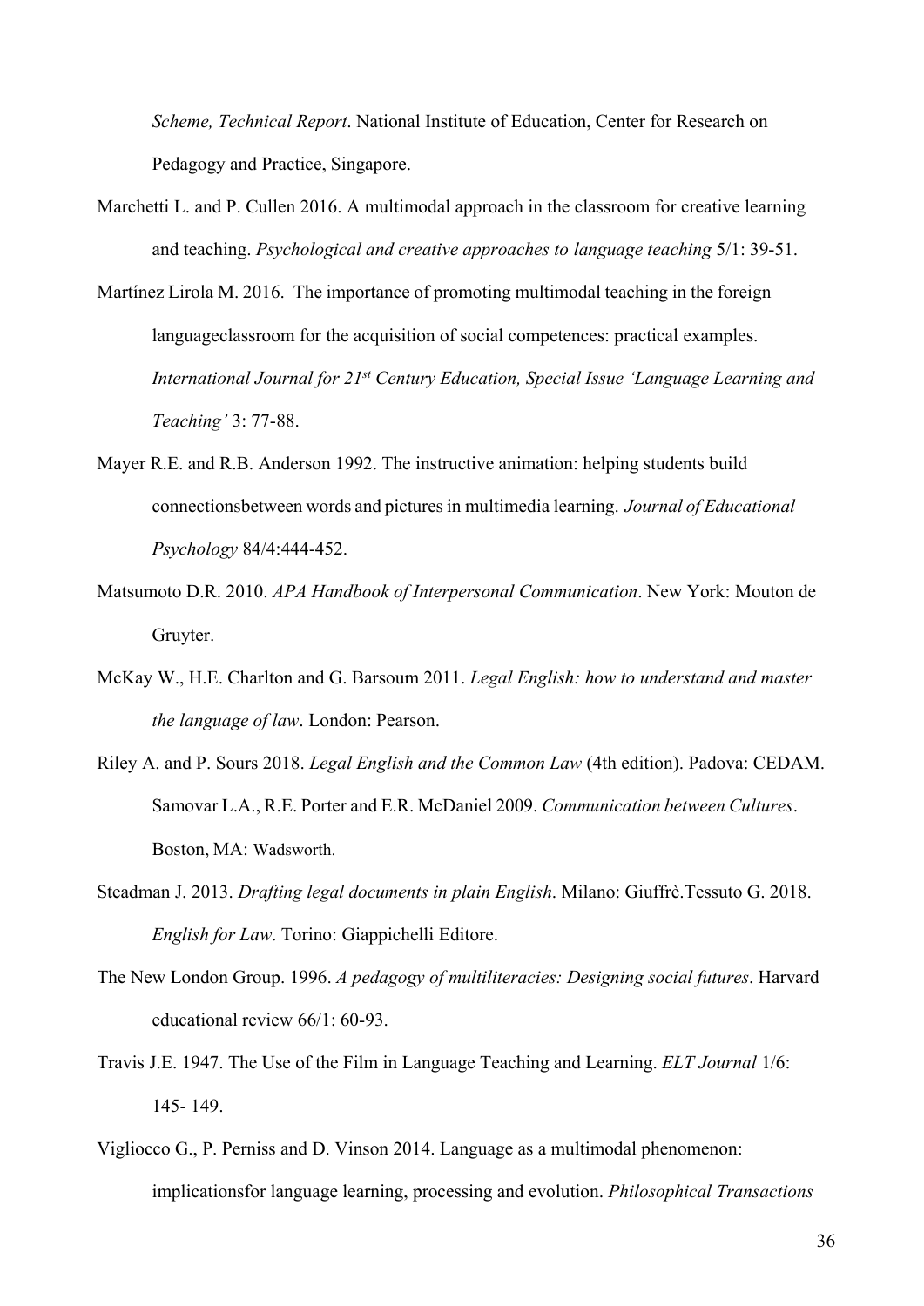*Scheme, Technical Report*. National Institute of Education, Center for Research on Pedagogy and Practice, Singapore.

Marchetti L. and P. Cullen 2016. A multimodal approach in the classroom for creative learning and teaching. *Psychological and creative approaches to language teaching* 5/1: 39-51.

Martínez Lirola M. 2016. The importance of promoting multimodal teaching in the foreign languageclassroom for the acquisition of social competences: practical examples. *International Journal for 21st Century Education, Special Issue 'Language Learning and Teaching'* 3: 77-88.

Mayer R.E. and R.B. Anderson 1992. The instructive animation: helping students build connectionsbetween words and pictures in multimedia learning. *Journal of Educational Psychology* 84/4:444-452.

Matsumoto D.R. 2010. *APA Handbook of Interpersonal Communication*. New York: Mouton de Gruyter.

McKay W., H.E. Charlton and G. Barsoum 2011. *Legal English: how to understand and master the language of law*. London: Pearson.

Riley A. and P. Sours 2018. *Legal English and the Common Law* (4th edition). Padova: CEDAM. Samovar L.A., R.E. Porter and E.R. McDaniel 2009. *Communication between Cultures*. Boston, MA: Wadsworth.

Steadman J. 2013. *Drafting legal documents in plain English*. Milano: Giuffrè.Tessuto G. 2018. *English for Law*. Torino: Giappichelli Editore.

The New London Group. 1996. *A pedagogy of multiliteracies: Designing social futures*. Harvard educational review 66/1: 60-93.

Travis J.E. 1947. The Use of the Film in Language Teaching and Learning. *ELT Journal* 1/6: 145- 149.

Vigliocco G., P. Perniss and D. Vinson 2014. Language as a multimodal phenomenon: implicationsfor language learning, processing and evolution. *Philosophical Transactions*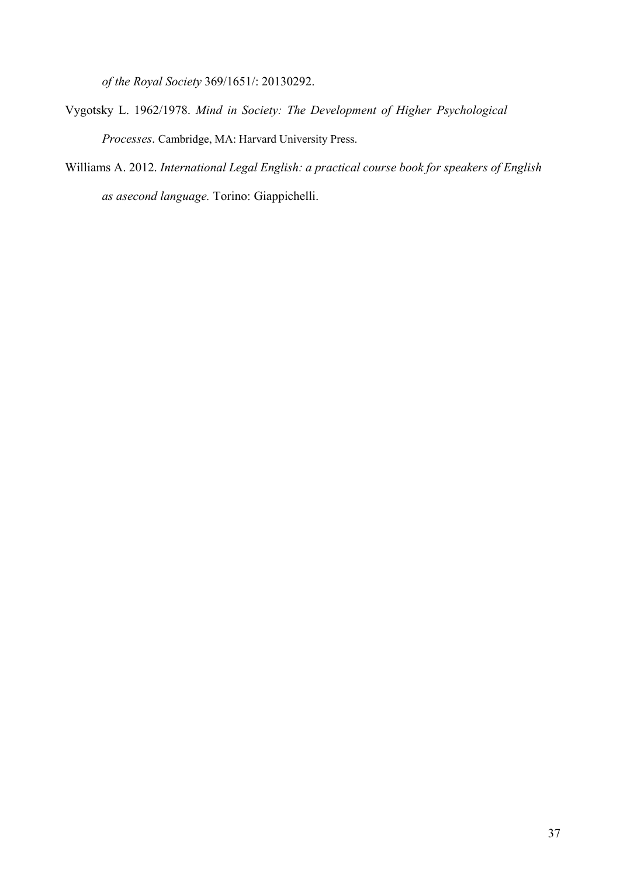*of the Royal Society* 369/1651/: 20130292.

Vygotsky L. 1962/1978. *Mind in Society: The Development of Higher Psychological Processes*. Cambridge, MA: Harvard University Press.

Williams A. 2012. *International Legal English: a practical course book for speakers of English as asecond language.* Torino: Giappichelli.